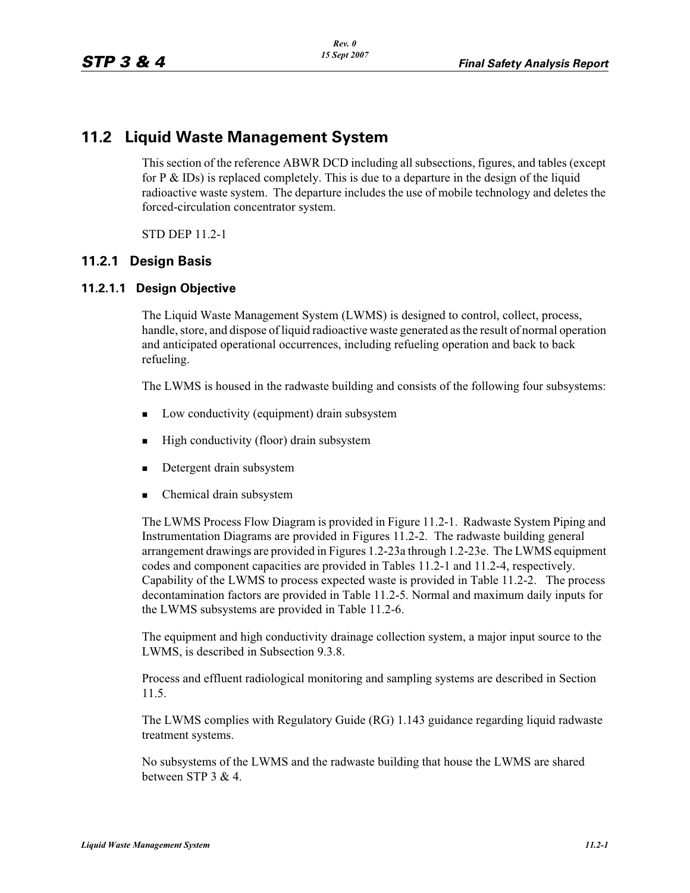# 11.2 Liquid Waste Management System

This section of the reference ABWR DCD including all subsections, figures, and tables (except for P & IDs) is replaced completely. This is due to a departure in the design of the liquid radioactive waste system. The departure includes the use of mobile technology and deletes the forced-circulation concentrator system.

STD DEP 11.2-1

## 11.2.1 Design Basis

### 11.2.1.1 Design Objective

The Liquid Waste Management System (LWMS) is designed to control, collect, process, handle, store, and dispose of liquid radioactive waste generated as the result of normal operation and anticipated operational occurrences, including refueling operation and back to back refueling.

The LWMS is housed in the radwaste building and consists of the following four subsystems:

- Low conductivity (equipment) drain subsystem
- High conductivity (floor) drain subsystem
- Detergent drain subsystem
- Chemical drain subsystem

The LWMS Process Flow Diagram is provided in Figure 11.2-1. Radwaste System Piping and Instrumentation Diagrams are provided in Figures 11.2-2. The radwaste building general arrangement drawings are provided in Figures 1.2-23a through 1.2-23e. The LWMS equipment codes and component capacities are provided in Tables 11.2-1 and 11.2-4, respectively. Capability of the LWMS to process expected waste is provided in Table 11.2-2. The process decontamination factors are provided in Table 11.2-5. Normal and maximum daily inputs for the LWMS subsystems are provided in Table 11.2-6.

The equipment and high conductivity drainage collection system, a major input source to the LWMS, is described in Subsection 9.3.8.

Process and effluent radiological monitoring and sampling systems are described in Section 11.5.

The LWMS complies with Regulatory Guide (RG) 1.143 guidance regarding liquid radwaste treatment systems.

No subsystems of the LWMS and the radwaste building that house the LWMS are shared between STP 3 & 4.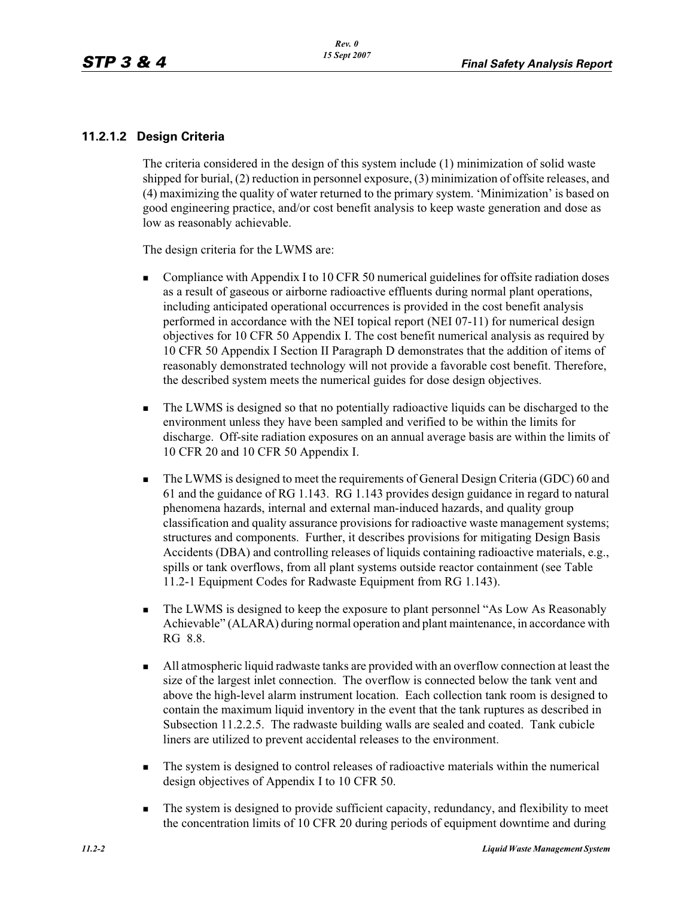### 11.2.1.2 Design Criteria

The criteria considered in the design of this system include (1) minimization of solid waste shipped for burial, (2) reduction in personnel exposure, (3) minimization of offsite releases, and (4) maximizing the quality of water returned to the primary system. 'Minimization' is based on good engineering practice, and/or cost benefit analysis to keep waste generation and dose as low as reasonably achievable.

The design criteria for the LWMS are:

- Compliance with Appendix I to 10 CFR 50 numerical guidelines for offsite radiation doses as a result of gaseous or airborne radioactive effluents during normal plant operations, including anticipated operational occurrences is provided in the cost benefit analysis performed in accordance with the NEI topical report (NEI 07-11) for numerical design objectives for 10 CFR 50 Appendix I. The cost benefit numerical analysis as required by 10 CFR 50 Appendix I Section II Paragraph D demonstrates that the addition of items of reasonably demonstrated technology will not provide a favorable cost benefit. Therefore, the described system meets the numerical guides for dose design objectives.

- The LWMS is designed so that no potentially radioactive liquids can be discharged to the environment unless they have been sampled and verified to be within the limits for discharge. Off-site radiation exposures on an annual average basis are within the limits of 10 CFR 20 and 10 CFR 50 Appendix I.

- The LWMS is designed to meet the requirements of General Design Criteria (GDC) 60 and 61 and the guidance of RG 1.143. RG 1.143 provides design guidance in regard to natural phenomena hazards, internal and external man-induced hazards, and quality group classification and quality assurance provisions for radioactive waste management systems; structures and components. Further, it describes provisions for mitigating Design Basis Accidents (DBA) and controlling releases of liquids containing radioactive materials, e.g., spills or tank overflows, from all plant systems outside reactor containment (see Table 11.2-1 Equipment Codes for Radwaste Equipment from RG 1.143).

- The LWMS is designed to keep the exposure to plant personnel "As Low As Reasonably Achievable" (ALARA) during normal operation and plant maintenance, in accordance with RG 8.8.

- All atmospheric liquid radwaste tanks are provided with an overflow connection at least the size of the largest inlet connection. The overflow is connected below the tank vent and above the high-level alarm instrument location. Each collection tank room is designed to contain the maximum liquid inventory in the event that the tank ruptures as described in Subsection 11.2.2.5. The radwaste building walls are sealed and coated. Tank cubicle liners are utilized to prevent accidental releases to the environment.

- The system is designed to control releases of radioactive materials within the numerical design objectives of Appendix I to 10 CFR 50.

- The system is designed to provide sufficient capacity, redundancy, and flexibility to meet the concentration limits of 10 CFR 20 during periods of equipment downtime and during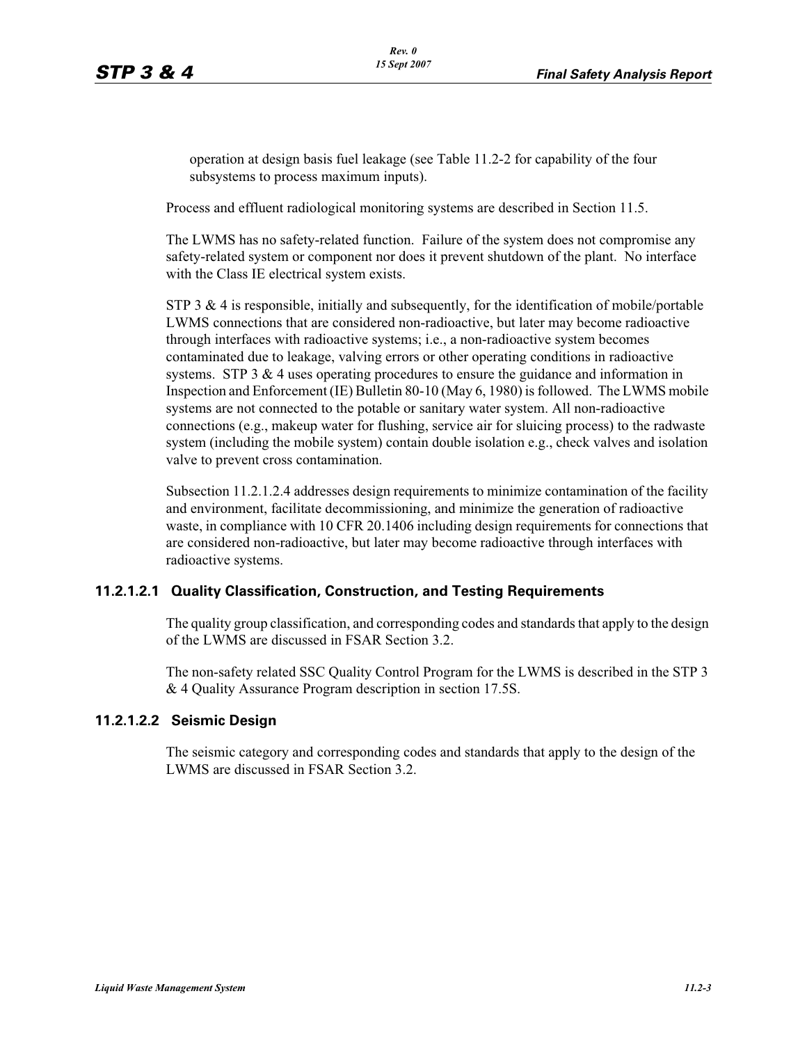operation at design basis fuel leakage (see Table 11.2-2 for capability of the four subsystems to process maximum inputs).

Process and effluent radiological monitoring systems are described in Section 11.5.

The LWMS has no safety-related function. Failure of the system does not compromise any safety-related system or component nor does it prevent shutdown of the plant. No interface with the Class IE electrical system exists.

STP 3 & 4 is responsible, initially and subsequently, for the identification of mobile/portable LWMS connections that are considered non-radioactive, but later may become radioactive through interfaces with radioactive systems; i.e., a non-radioactive system becomes contaminated due to leakage, valving errors or other operating conditions in radioactive systems. STP 3 & 4 uses operating procedures to ensure the guidance and information in Inspection and Enforcement (IE) Bulletin 80-10 (May 6, 1980) is followed. The LWMS mobile systems are not connected to the potable or sanitary water system. All non-radioactive connections (e.g., makeup water for flushing, service air for sluicing process) to the radwaste system (including the mobile system) contain double isolation e.g., check valves and isolation valve to prevent cross contamination.

Subsection 11.2.1.2.4 addresses design requirements to minimize contamination of the facility and environment, facilitate decommissioning, and minimize the generation of radioactive waste, in compliance with 10 CFR 20.1406 including design requirements for connections that are considered non-radioactive, but later may become radioactive through interfaces with radioactive systems.

#### 11.2.1.2.1 Quality Classification, Construction, and Testing Requirements

The quality group classification, and corresponding codes and standards that apply to the design of the LWMS are discussed in FSAR Section 3.2.

The non-safety related SSC Quality Control Program for the LWMS is described in the STP 3 & 4 Quality Assurance Program description in section 17.5S.

#### 11.2.1.2.2 Seismic Design

The seismic category and corresponding codes and standards that apply to the design of the LWMS are discussed in FSAR Section 3.2.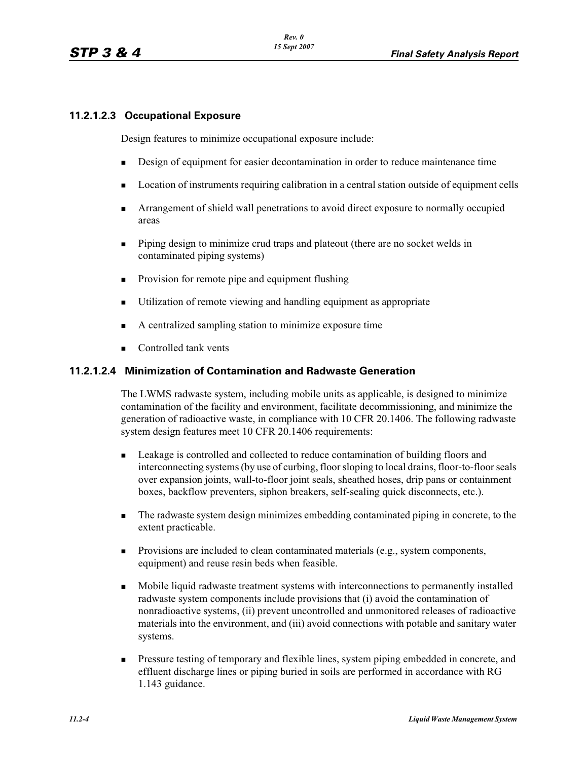#### 11.2.1.2.3 Occupational Exposure

Design features to minimize occupational exposure include:

- Design of equipment for easier decontamination in order to reduce maintenance time
- Location of instruments requiring calibration in a central station outside of equipment cells
- Arrangement of shield wall penetrations to avoid direct exposure to normally occupied areas
- Piping design to minimize crud traps and plateout (there are no socket welds in contaminated piping systems)
- Provision for remote pipe and equipment flushing
- Utilization of remote viewing and handling equipment as appropriate
- A centralized sampling station to minimize exposure time
- Controlled tank vents

#### 11.2.1.2.4 Minimization of Contamination and Radwaste Generation

The LWMS radwaste system, including mobile units as applicable, is designed to minimize contamination of the facility and environment, facilitate decommissioning, and minimize the generation of radioactive waste, in compliance with 10 CFR 20.1406. The following radwaste system design features meet 10 CFR 20.1406 requirements:

- Leakage is controlled and collected to reduce contamination of building floors and interconnecting systems (by use of curbing, floor sloping to local drains, floor-to-floor seals over expansion joints, wall-to-floor joint seals, sheathed hoses, drip pans or containment boxes, backflow preventers, siphon breakers, self-sealing quick disconnects, etc.).
- The radwaste system design minimizes embedding contaminated piping in concrete, to the extent practicable.
- Provisions are included to clean contaminated materials (e.g., system components, equipment) and reuse resin beds when feasible.
- Mobile liquid radwaste treatment systems with interconnections to permanently installed radwaste system components include provisions that (i) avoid the contamination of nonradioactive systems, (ii) prevent uncontrolled and unmonitored releases of radioactive materials into the environment, and (iii) avoid connections with potable and sanitary water systems.
- Pressure testing of temporary and flexible lines, system piping embedded in concrete, and effluent discharge lines or piping buried in soils are performed in accordance with RG 1.143 guidance.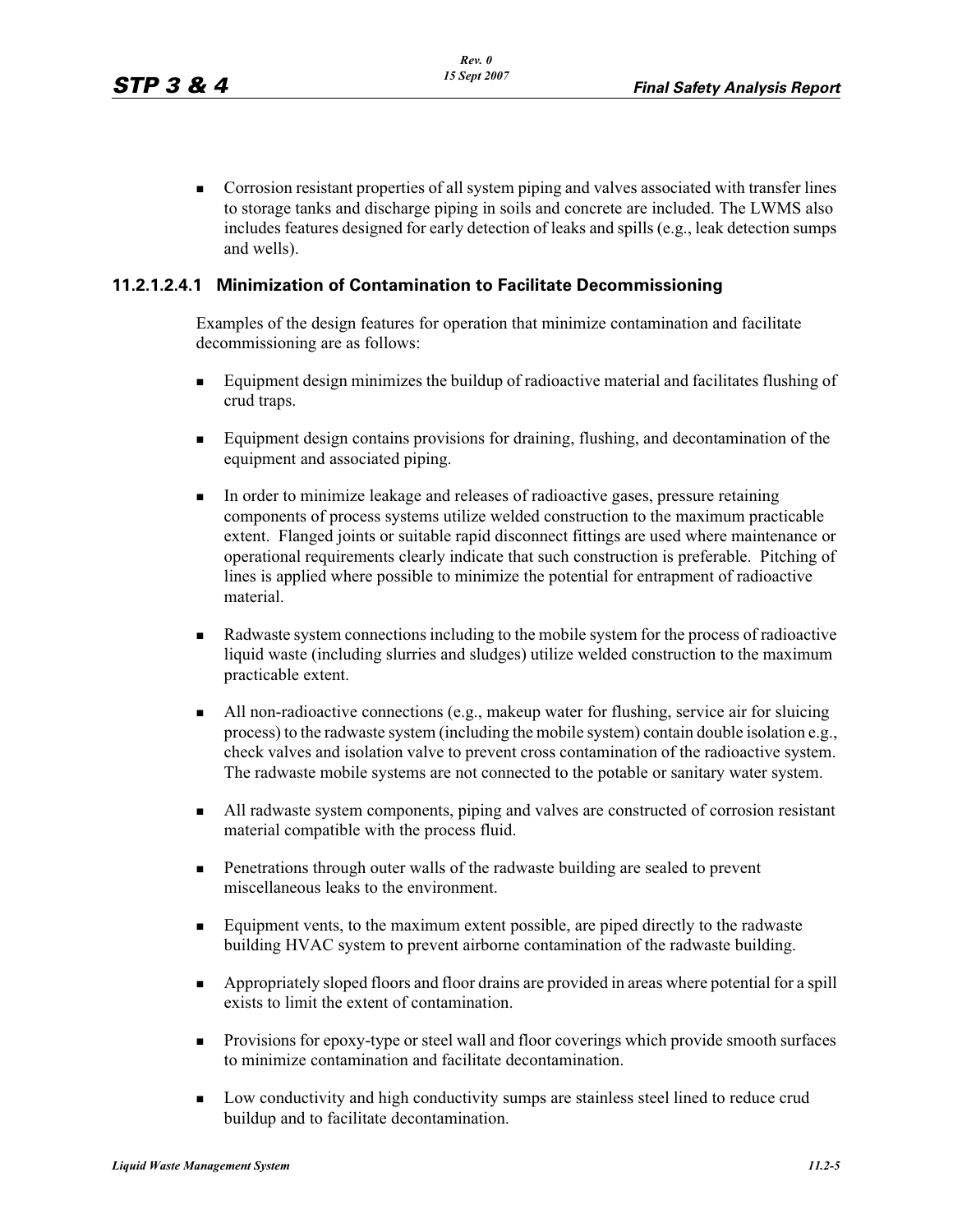- Corrosion resistant properties of all system piping and valves associated with transfer lines to storage tanks and discharge piping in soils and concrete are included. The LWMS also includes features designed for early detection of leaks and spills (e.g., leak detection sumps and wells).

### 11.2.1.2.4.1 Minimization of Contamination to Facilitate Decommissioning

Examples of the design features for operation that minimize contamination and facilitate decommissioning are as follows:

- Equipment design minimizes the buildup of radioactive material and facilitates flushing of crud traps.
- Equipment design contains provisions for draining, flushing, and decontamination of the equipment and associated piping.
- In order to minimize leakage and releases of radioactive gases, pressure retaining components of process systems utilize welded construction to the maximum practicable extent. Flanged joints or suitable rapid disconnect fittings are used where maintenance or operational requirements clearly indicate that such construction is preferable. Pitching of lines is applied where possible to minimize the potential for entrapment of radioactive material.
- Radwaste system connections including to the mobile system for the process of radioactive liquid waste (including slurries and sludges) utilize welded construction to the maximum practicable extent.
- All non-radioactive connections (e.g., makeup water for flushing, service air for sluicing process) to the radwaste system (including the mobile system) contain double isolation e.g., check valves and isolation valve to prevent cross contamination of the radioactive system. The radwaste mobile systems are not connected to the potable or sanitary water system.
- All radwaste system components, piping and valves are constructed of corrosion resistant material compatible with the process fluid.
- Penetrations through outer walls of the radwaste building are sealed to prevent miscellaneous leaks to the environment.
- Equipment vents, to the maximum extent possible, are piped directly to the radwaste building HVAC system to prevent airborne contamination of the radwaste building.
- Appropriately sloped floors and floor drains are provided in areas where potential for a spill exists to limit the extent of contamination.
- Provisions for epoxy-type or steel wall and floor coverings which provide smooth surfaces to minimize contamination and facilitate decontamination.
- Low conductivity and high conductivity sumps are stainless steel lined to reduce crud buildup and to facilitate decontamination.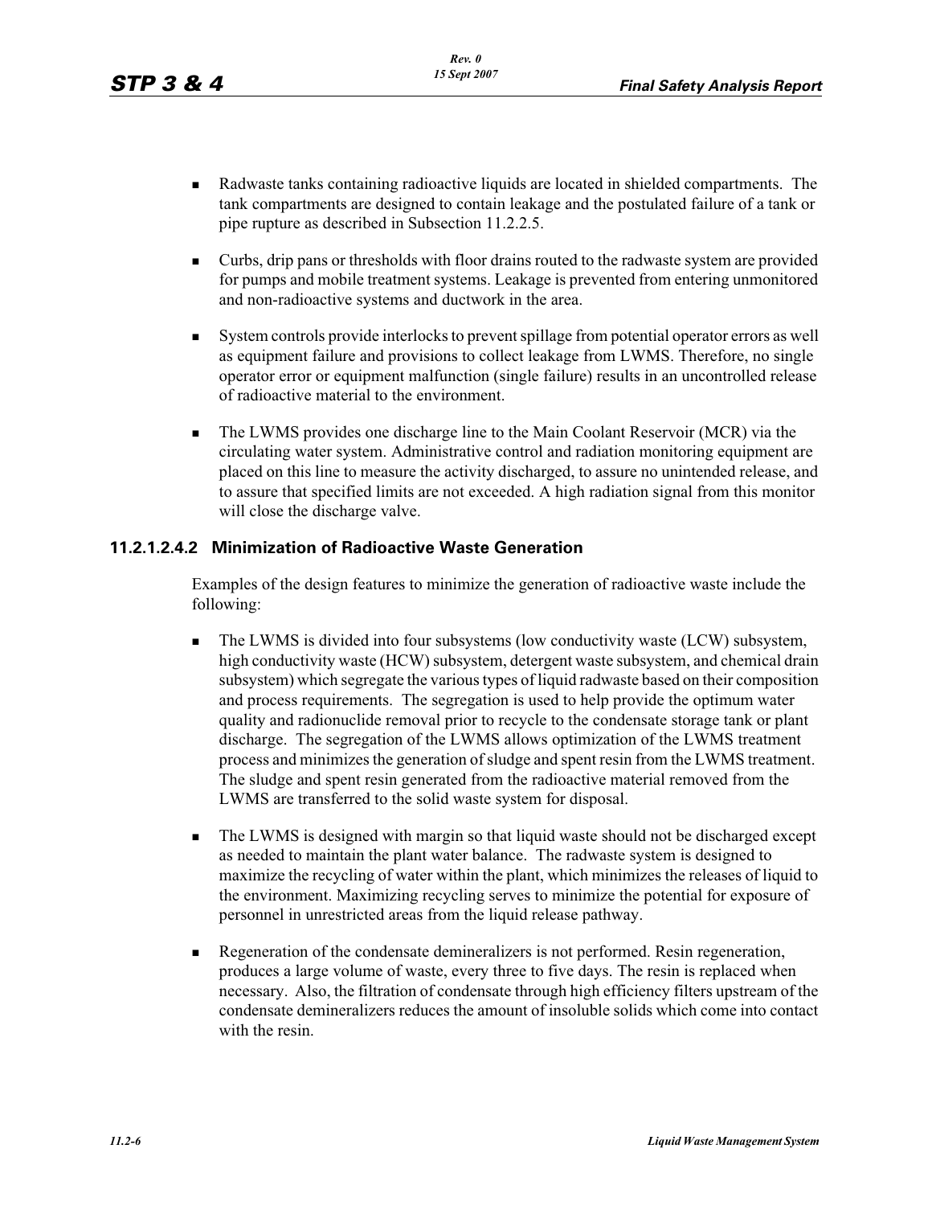- Radwaste tanks containing radioactive liquids are located in shielded compartments. The tank compartments are designed to contain leakage and the postulated failure of a tank or pipe rupture as described in Subsection 11.2.2.5.
- Curbs, drip pans or thresholds with floor drains routed to the radwaste system are provided for pumps and mobile treatment systems. Leakage is prevented from entering unmonitored and non-radioactive systems and ductwork in the area.
- System controls provide interlocks to prevent spillage from potential operator errors as well as equipment failure and provisions to collect leakage from LWMS. Therefore, no single operator error or equipment malfunction (single failure) results in an uncontrolled release of radioactive material to the environment.
- The LWMS provides one discharge line to the Main Coolant Reservoir (MCR) via the circulating water system. Administrative control and radiation monitoring equipment are placed on this line to measure the activity discharged, to assure no unintended release, and to assure that specified limits are not exceeded. A high radiation signal from this monitor will close the discharge valve.

#### 11.2.1.2.4.2 Minimization of Radioactive Waste Generation

Examples of the design features to minimize the generation of radioactive waste include the following:

- The LWMS is divided into four subsystems (low conductivity waste (LCW) subsystem, high conductivity waste (HCW) subsystem, detergent waste subsystem, and chemical drain subsystem) which segregate the various types of liquid radwaste based on their composition and process requirements. The segregation is used to help provide the optimum water quality and radionuclide removal prior to recycle to the condensate storage tank or plant discharge. The segregation of the LWMS allows optimization of the LWMS treatment process and minimizes the generation of sludge and spent resin from the LWMS treatment. The sludge and spent resin generated from the radioactive material removed from the LWMS are transferred to the solid waste system for disposal.
- The LWMS is designed with margin so that liquid waste should not be discharged except as needed to maintain the plant water balance. The radwaste system is designed to maximize the recycling of water within the plant, which minimizes the releases of liquid to the environment. Maximizing recycling serves to minimize the potential for exposure of personnel in unrestricted areas from the liquid release pathway.
- Regeneration of the condensate demineralizers is not performed. Resin regeneration, produces a large volume of waste, every three to five days. The resin is replaced when necessary. Also, the filtration of condensate through high efficiency filters upstream of the condensate demineralizers reduces the amount of insoluble solids which come into contact with the resin.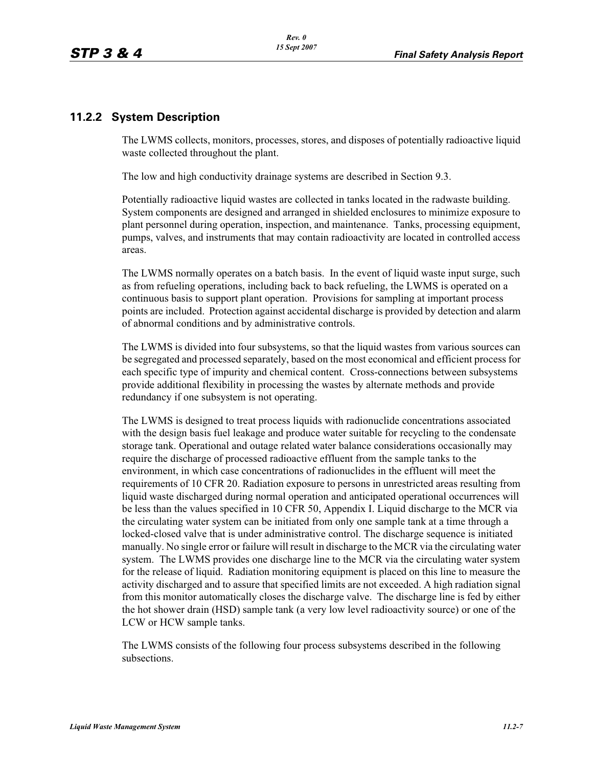## 11.2.2 System Description

The LWMS collects, monitors, processes, stores, and disposes of potentially radioactive liquid waste collected throughout the plant.

The low and high conductivity drainage systems are described in Section 9.3.

Potentially radioactive liquid wastes are collected in tanks located in the radwaste building. System components are designed and arranged in shielded enclosures to minimize exposure to plant personnel during operation, inspection, and maintenance. Tanks, processing equipment, pumps, valves, and instruments that may contain radioactivity are located in controlled access areas.

The LWMS normally operates on a batch basis. In the event of liquid waste input surge, such as from refueling operations, including back to back refueling, the LWMS is operated on a continuous basis to support plant operation. Provisions for sampling at important process points are included. Protection against accidental discharge is provided by detection and alarm of abnormal conditions and by administrative controls.

The LWMS is divided into four subsystems, so that the liquid wastes from various sources can be segregated and processed separately, based on the most economical and efficient process for each specific type of impurity and chemical content. Cross-connections between subsystems provide additional flexibility in processing the wastes by alternate methods and provide redundancy if one subsystem is not operating.

The LWMS is designed to treat process liquids with radionuclide concentrations associated with the design basis fuel leakage and produce water suitable for recycling to the condensate storage tank. Operational and outage related water balance considerations occasionally may require the discharge of processed radioactive effluent from the sample tanks to the environment, in which case concentrations of radionuclides in the effluent will meet the requirements of 10 CFR 20. Radiation exposure to persons in unrestricted areas resulting from liquid waste discharged during normal operation and anticipated operational occurrences will be less than the values specified in 10 CFR 50, Appendix I. Liquid discharge to the MCR via the circulating water system can be initiated from only one sample tank at a time through a locked-closed valve that is under administrative control. The discharge sequence is initiated manually. No single error or failure will result in discharge to the MCR via the circulating water system. The LWMS provides one discharge line to the MCR via the circulating water system for the release of liquid. Radiation monitoring equipment is placed on this line to measure the activity discharged and to assure that specified limits are not exceeded. A high radiation signal from this monitor automatically closes the discharge valve. The discharge line is fed by either the hot shower drain (HSD) sample tank (a very low level radioactivity source) or one of the LCW or HCW sample tanks.

The LWMS consists of the following four process subsystems described in the following subsections.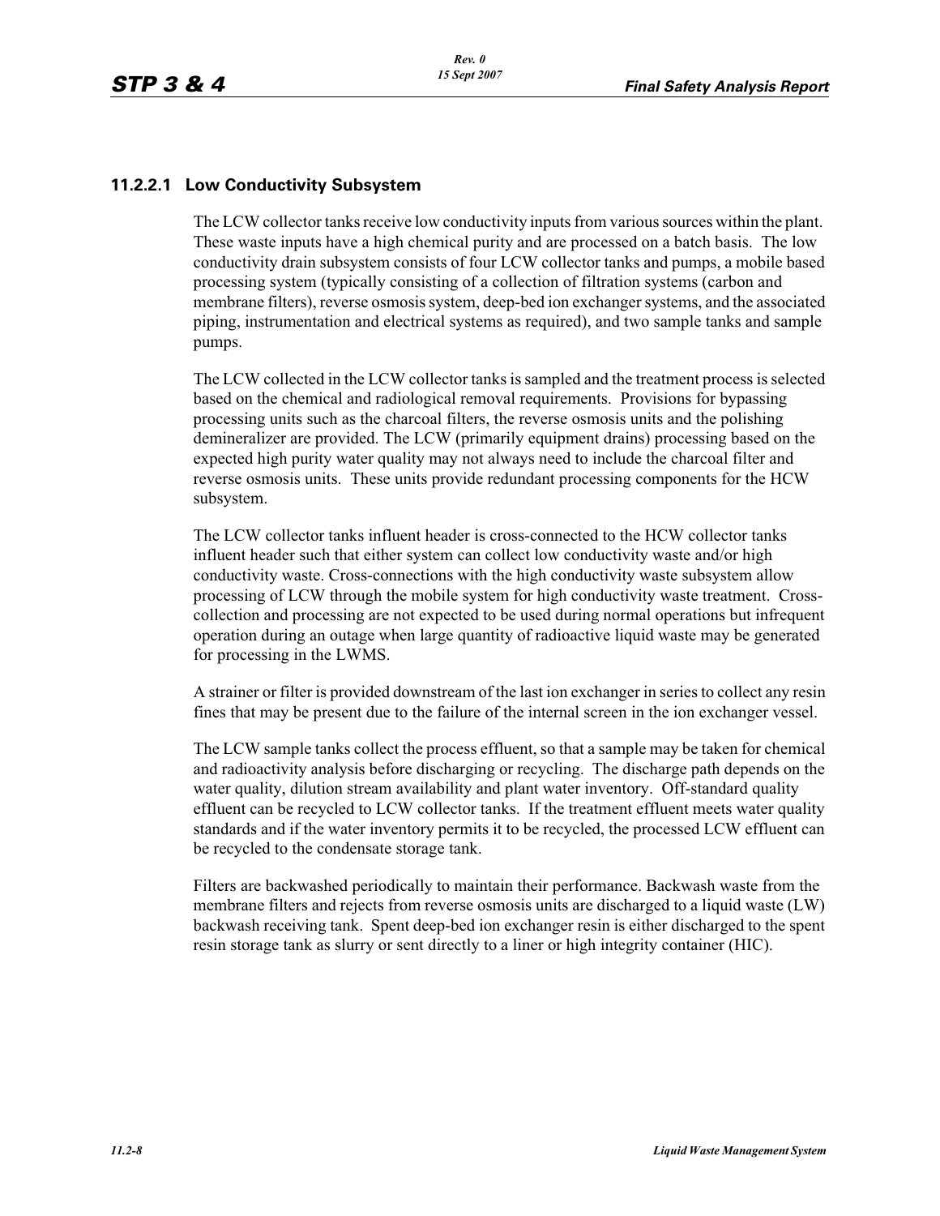### 11.2.2.1 Low Conductivity Subsystem

The LCW collector tanks receive low conductivity inputs from various sources within the plant. These waste inputs have a high chemical purity and are processed on a batch basis. The low conductivity drain subsystem consists of four LCW collector tanks and pumps, a mobile based processing system (typically consisting of a collection of filtration systems (carbon and membrane filters), reverse osmosis system, deep-bed ion exchanger systems, and the associated piping, instrumentation and electrical systems as required), and two sample tanks and sample pumps.

The LCW collected in the LCW collector tanks is sampled and the treatment process is selected based on the chemical and radiological removal requirements. Provisions for bypassing processing units such as the charcoal filters, the reverse osmosis units and the polishing demineralizer are provided. The LCW (primarily equipment drains) processing based on the expected high purity water quality may not always need to include the charcoal filter and reverse osmosis units. These units provide redundant processing components for the HCW subsystem.

The LCW collector tanks influent header is cross-connected to the HCW collector tanks influent header such that either system can collect low conductivity waste and/or high conductivity waste. Cross-connections with the high conductivity waste subsystem allow processing of LCW through the mobile system for high conductivity waste treatment. Cross-collection and processing are not expected to be used during normal operations but infrequent operation during an outage when large quantity of radioactive liquid waste may be generated for processing in the LWMS.

A strainer or filter is provided downstream of the last ion exchanger in series to collect any resin fines that may be present due to the failure of the internal screen in the ion exchanger vessel.

The LCW sample tanks collect the process effluent, so that a sample may be taken for chemical and radioactivity analysis before discharging or recycling. The discharge path depends on the water quality, dilution stream availability and plant water inventory. Off-standard quality effluent can be recycled to LCW collector tanks. If the treatment effluent meets water quality standards and if the water inventory permits it to be recycled, the processed LCW effluent can be recycled to the condensate storage tank.

Filters are backwashed periodically to maintain their performance. Backwash waste from the membrane filters and rejects from reverse osmosis units are discharged to a liquid waste (LW) backwash receiving tank. Spent deep-bed ion exchanger resin is either discharged to the spent resin storage tank as slurry or sent directly to a liner or high integrity container (HIC).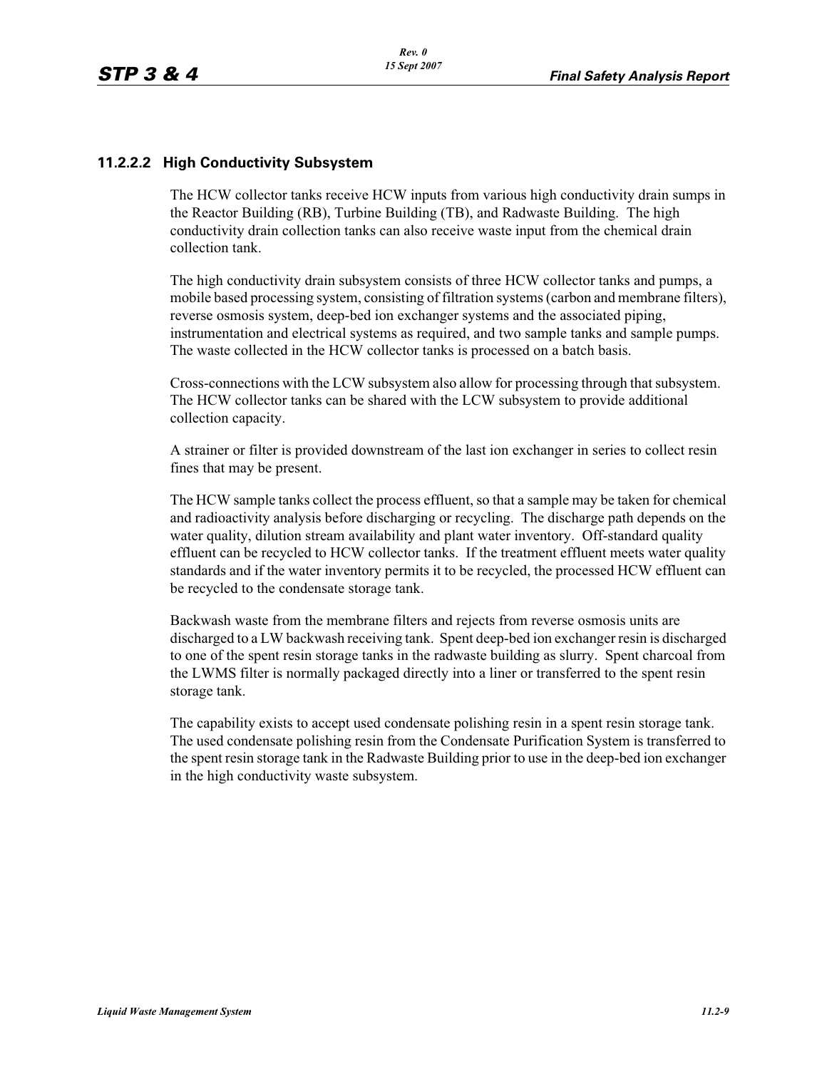### 11.2.2.2 High Conductivity Subsystem

The HCW collector tanks receive HCW inputs from various high conductivity drain sumps in the Reactor Building (RB), Turbine Building (TB), and Radwaste Building. The high conductivity drain collection tanks can also receive waste input from the chemical drain collection tank.

The high conductivity drain subsystem consists of three HCW collector tanks and pumps, a mobile based processing system, consisting of filtration systems (carbon and membrane filters), reverse osmosis system, deep-bed ion exchanger systems and the associated piping, instrumentation and electrical systems as required, and two sample tanks and sample pumps. The waste collected in the HCW collector tanks is processed on a batch basis.

Cross-connections with the LCW subsystem also allow for processing through that subsystem. The HCW collector tanks can be shared with the LCW subsystem to provide additional collection capacity.

A strainer or filter is provided downstream of the last ion exchanger in series to collect resin fines that may be present.

The HCW sample tanks collect the process effluent, so that a sample may be taken for chemical and radioactivity analysis before discharging or recycling. The discharge path depends on the water quality, dilution stream availability and plant water inventory. Off-standard quality effluent can be recycled to HCW collector tanks. If the treatment effluent meets water quality standards and if the water inventory permits it to be recycled, the processed HCW effluent can be recycled to the condensate storage tank.

Backwash waste from the membrane filters and rejects from reverse osmosis units are discharged to a LW backwash receiving tank. Spent deep-bed ion exchanger resin is discharged to one of the spent resin storage tanks in the radwaste building as slurry. Spent charcoal from the LWMS filter is normally packaged directly into a liner or transferred to the spent resin storage tank.

The capability exists to accept used condensate polishing resin in a spent resin storage tank. The used condensate polishing resin from the Condensate Purification System is transferred to the spent resin storage tank in the Radwaste Building prior to use in the deep-bed ion exchanger in the high conductivity waste subsystem.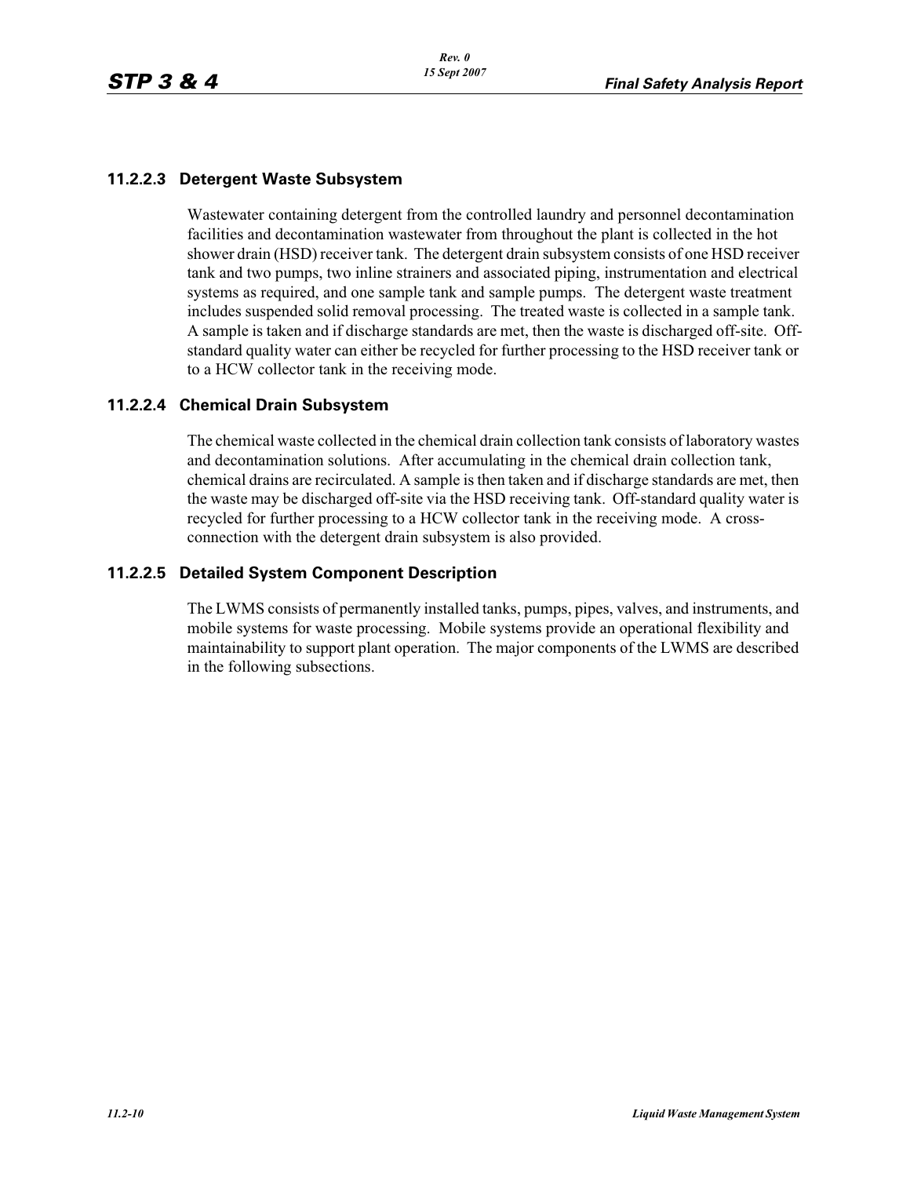### 11.2.2.3 Detergent Waste Subsystem

Wastewater containing detergent from the controlled laundry and personnel decontamination facilities and decontamination wastewater from throughout the plant is collected in the hot shower drain (HSD) receiver tank. The detergent drain subsystem consists of one HSD receiver tank and two pumps, two inline strainers and associated piping, instrumentation and electrical systems as required, and one sample tank and sample pumps. The detergent waste treatment includes suspended solid removal processing. The treated waste is collected in a sample tank. A sample is taken and if discharge standards are met, then the waste is discharged off-site. Off-standard quality water can either be recycled for further processing to the HSD receiver tank or to a HCW collector tank in the receiving mode.

### 11.2.2.4 Chemical Drain Subsystem

The chemical waste collected in the chemical drain collection tank consists of laboratory wastes and decontamination solutions. After accumulating in the chemical drain collection tank, chemical drains are recirculated. A sample is then taken and if discharge standards are met, then the waste may be discharged off-site via the HSD receiving tank. Off-standard quality water is recycled for further processing to a HCW collector tank in the receiving mode. A cross-connection with the detergent drain subsystem is also provided.

### 11.2.2.5 Detailed System Component Description

The LWMS consists of permanently installed tanks, pumps, pipes, valves, and instruments, and mobile systems for waste processing. Mobile systems provide an operational flexibility and maintainability to support plant operation. The major components of the LWMS are described in the following subsections.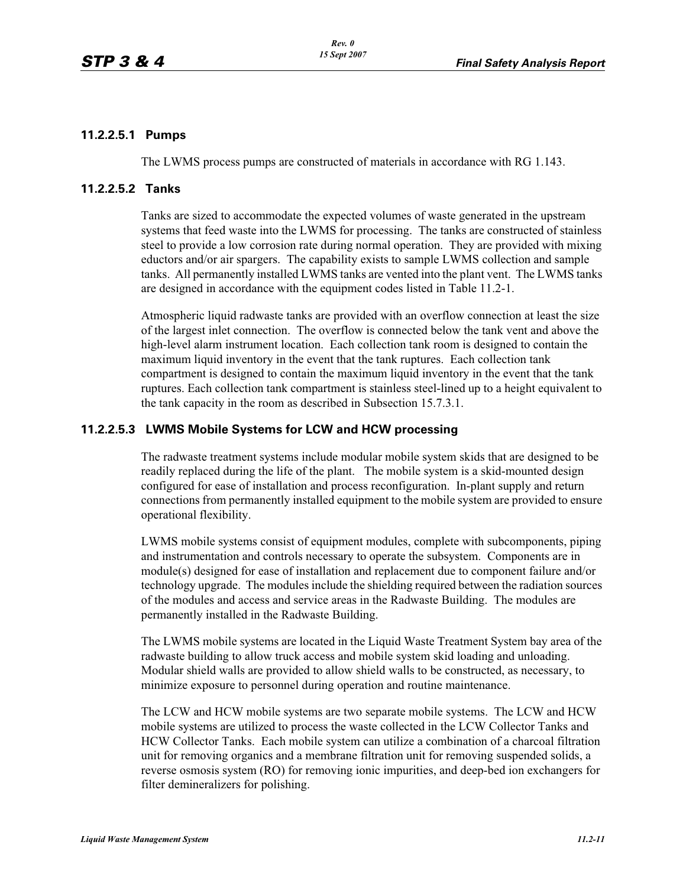#### 11.2.2.5.1 Pumps

The LWMS process pumps are constructed of materials in accordance with RG 1.143.

#### 11.2.2.5.2 Tanks

Tanks are sized to accommodate the expected volumes of waste generated in the upstream systems that feed waste into the LWMS for processing. The tanks are constructed of stainless steel to provide a low corrosion rate during normal operation. They are provided with mixing eductors and/or air spargers. The capability exists to sample LWMS collection and sample tanks. All permanently installed LWMS tanks are vented into the plant vent. The LWMS tanks are designed in accordance with the equipment codes listed in Table 11.2-1.

Atmospheric liquid radwaste tanks are provided with an overflow connection at least the size of the largest inlet connection. The overflow is connected below the tank vent and above the high-level alarm instrument location. Each collection tank room is designed to contain the maximum liquid inventory in the event that the tank ruptures. Each collection tank compartment is designed to contain the maximum liquid inventory in the event that the tank ruptures. Each collection tank compartment is stainless steel-lined up to a height equivalent to the tank capacity in the room as described in Subsection 15.7.3.1.

#### 11.2.2.5.3 LWMS Mobile Systems for LCW and HCW processing

The radwaste treatment systems include modular mobile system skids that are designed to be readily replaced during the life of the plant. The mobile system is a skid-mounted design configured for ease of installation and process reconfiguration. In-plant supply and return connections from permanently installed equipment to the mobile system are provided to ensure operational flexibility.

LWMS mobile systems consist of equipment modules, complete with subcomponents, piping and instrumentation and controls necessary to operate the subsystem. Components are in module(s) designed for ease of installation and replacement due to component failure and/or technology upgrade. The modules include the shielding required between the radiation sources of the modules and access and service areas in the Radwaste Building. The modules are permanently installed in the Radwaste Building.

The LWMS mobile systems are located in the Liquid Waste Treatment System bay area of the radwaste building to allow truck access and mobile system skid loading and unloading. Modular shield walls are provided to allow shield walls to be constructed, as necessary, to minimize exposure to personnel during operation and routine maintenance.

The LCW and HCW mobile systems are two separate mobile systems. The LCW and HCW mobile systems are utilized to process the waste collected in the LCW Collector Tanks and HCW Collector Tanks. Each mobile system can utilize a combination of a charcoal filtration unit for removing organics and a membrane filtration unit for removing suspended solids, a reverse osmosis system (RO) for removing ionic impurities, and deep-bed ion exchangers for filter demineralizers for polishing.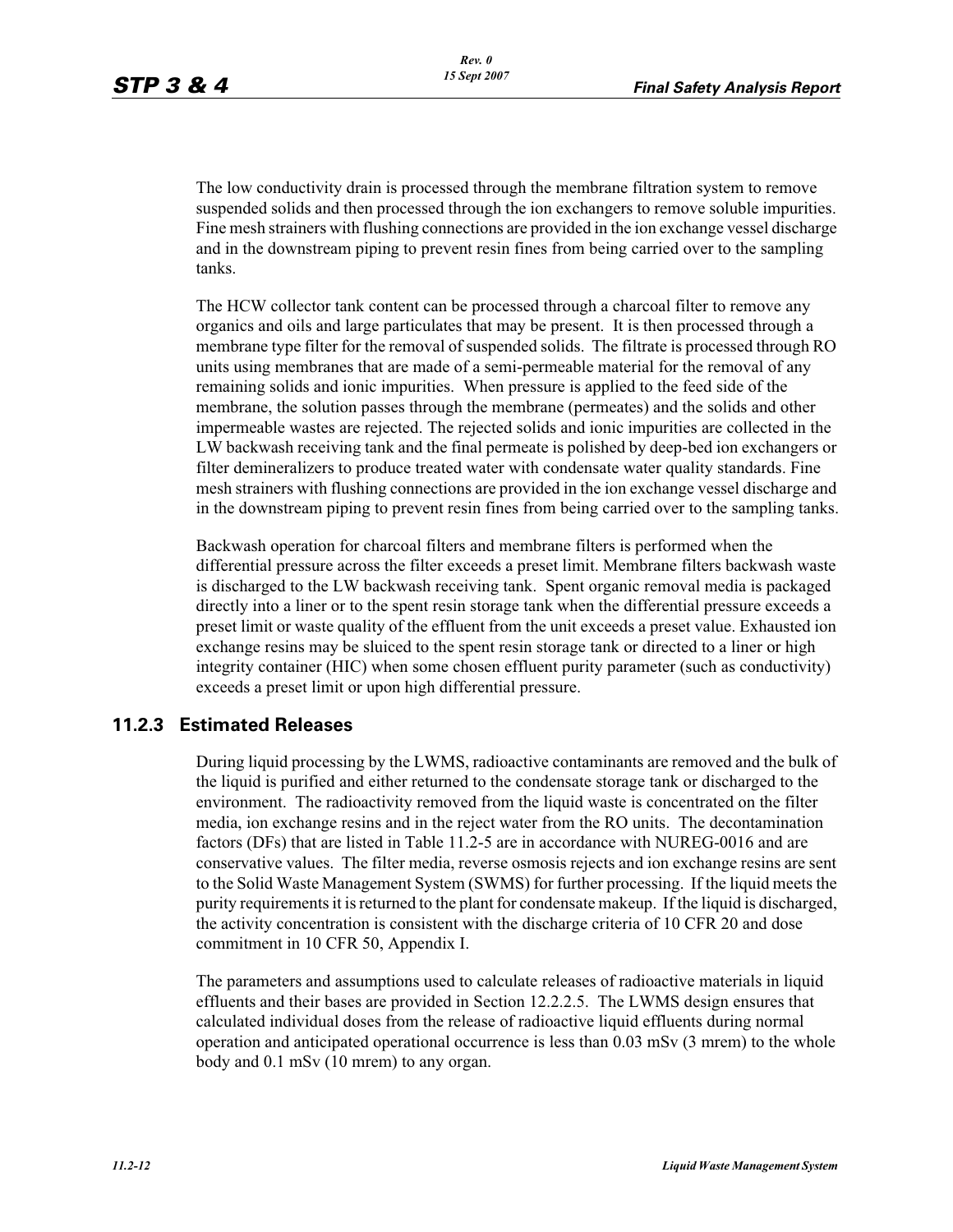The low conductivity drain is processed through the membrane filtration system to remove suspended solids and then processed through the ion exchangers to remove soluble impurities. Fine mesh strainers with flushing connections are provided in the ion exchange vessel discharge and in the downstream piping to prevent resin fines from being carried over to the sampling tanks.

The HCW collector tank content can be processed through a charcoal filter to remove any organics and oils and large particulates that may be present. It is then processed through a membrane type filter for the removal of suspended solids. The filtrate is processed through RO units using membranes that are made of a semi-permeable material for the removal of any remaining solids and ionic impurities. When pressure is applied to the feed side of the membrane, the solution passes through the membrane (permeates) and the solids and other impermeable wastes are rejected. The rejected solids and ionic impurities are collected in the LW backwash receiving tank and the final permeate is polished by deep-bed ion exchangers or filter demineralizers to produce treated water with condensate water quality standards. Fine mesh strainers with flushing connections are provided in the ion exchange vessel discharge and in the downstream piping to prevent resin fines from being carried over to the sampling tanks.

Backwash operation for charcoal filters and membrane filters is performed when the differential pressure across the filter exceeds a preset limit. Membrane filters backwash waste is discharged to the LW backwash receiving tank. Spent organic removal media is packaged directly into a liner or to the spent resin storage tank when the differential pressure exceeds a preset limit or waste quality of the effluent from the unit exceeds a preset value. Exhausted ion exchange resins may be sluiced to the spent resin storage tank or directed to a liner or high integrity container (HIC) when some chosen effluent purity parameter (such as conductivity) exceeds a preset limit or upon high differential pressure.

## 11.2.3 Estimated Releases

During liquid processing by the LWMS, radioactive contaminants are removed and the bulk of the liquid is purified and either returned to the condensate storage tank or discharged to the environment. The radioactivity removed from the liquid waste is concentrated on the filter media, ion exchange resins and in the reject water from the RO units. The decontamination factors (DFs) that are listed in Table 11.2-5 are in accordance with NUREG-0016 and are conservative values. The filter media, reverse osmosis rejects and ion exchange resins are sent to the Solid Waste Management System (SWMS) for further processing. If the liquid meets the purity requirements it is returned to the plant for condensate makeup. If the liquid is discharged, the activity concentration is consistent with the discharge criteria of 10 CFR 20 and dose commitment in 10 CFR 50, Appendix I.

The parameters and assumptions used to calculate releases of radioactive materials in liquid effluents and their bases are provided in Section 12.2.2.5. The LWMS design ensures that calculated individual doses from the release of radioactive liquid effluents during normal operation and anticipated operational occurrence is less than 0.03 mSv (3 mrem) to the whole body and 0.1 mSv (10 mrem) to any organ.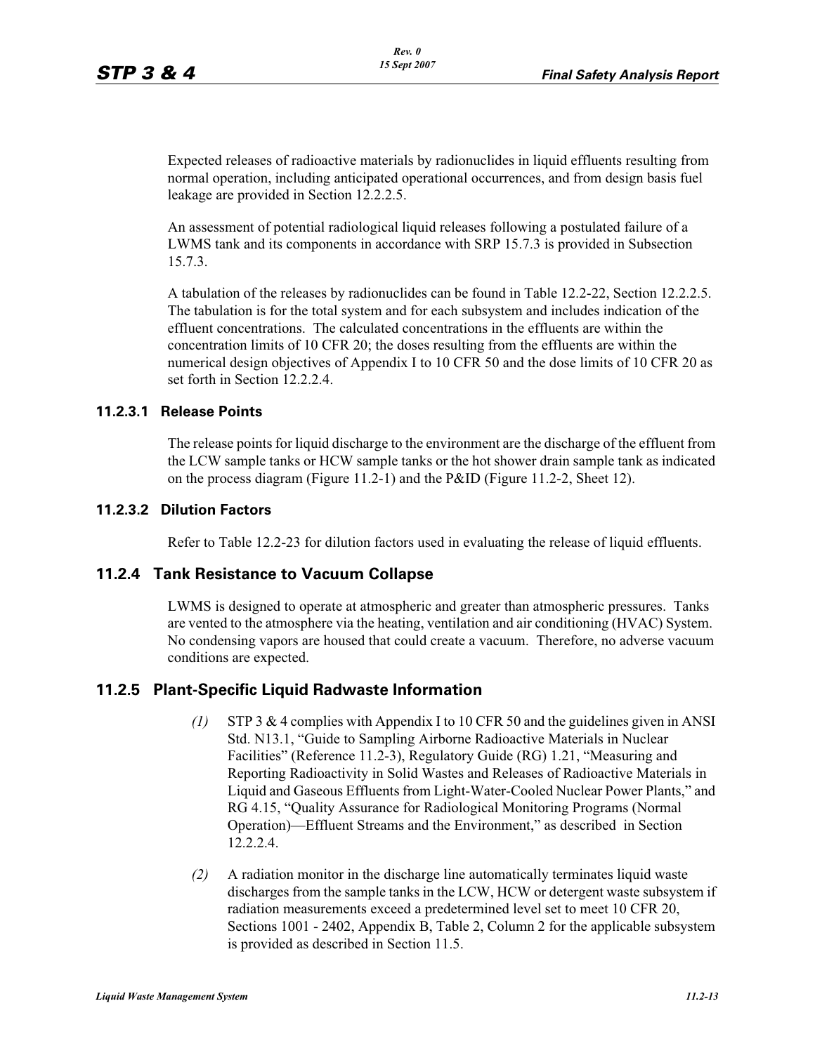Expected releases of radioactive materials by radionuclides in liquid effluents resulting from normal operation, including anticipated operational occurrences, and from design basis fuel leakage are provided in Section 12.2.2.5.

An assessment of potential radiological liquid releases following a postulated failure of a LWMS tank and its components in accordance with SRP 15.7.3 is provided in Subsection 15.7.3.

A tabulation of the releases by radionuclides can be found in Table 12.2-22, Section 12.2.2.5. The tabulation is for the total system and for each subsystem and includes indication of the effluent concentrations. The calculated concentrations in the effluents are within the concentration limits of 10 CFR 20; the doses resulting from the effluents are within the numerical design objectives of Appendix I to 10 CFR 50 and the dose limits of 10 CFR 20 as set forth in Section 12.2.2.4.

### 11.2.3.1 Release Points

The release points for liquid discharge to the environment are the discharge of the effluent from the LCW sample tanks or HCW sample tanks or the hot shower drain sample tank as indicated on the process diagram (Figure 11.2-1) and the P&ID (Figure 11.2-2, Sheet 12).

### 11.2.3.2 Dilution Factors

Refer to Table 12.2-23 for dilution factors used in evaluating the release of liquid effluents.

## 11.2.4 Tank Resistance to Vacuum Collapse

LWMS is designed to operate at atmospheric and greater than atmospheric pressures. Tanks are vented to the atmosphere via the heating, ventilation and air conditioning (HVAC) System. No condensing vapors are housed that could create a vacuum. Therefore, no adverse vacuum conditions are expected.

## 11.2.5 Plant-Specific Liquid Radwaste Information

*(1)* STP 3 & 4 complies with Appendix I to 10 CFR 50 and the guidelines given in ANSI Std. N13.1, "Guide to Sampling Airborne Radioactive Materials in Nuclear Facilities" (Reference 11.2-3), Regulatory Guide (RG) 1.21, "Measuring and Reporting Radioactivity in Solid Wastes and Releases of Radioactive Materials in Liquid and Gaseous Effluents from Light-Water-Cooled Nuclear Power Plants," and RG 4.15, "Quality Assurance for Radiological Monitoring Programs (Normal Operation)—Effluent Streams and the Environment," as described in Section 12.2.2.4.

*(2)* A radiation monitor in the discharge line automatically terminates liquid waste discharges from the sample tanks in the LCW, HCW or detergent waste subsystem if radiation measurements exceed a predetermined level set to meet 10 CFR 20, Sections 1001 - 2402, Appendix B, Table 2, Column 2 for the applicable subsystem is provided as described in Section 11.5.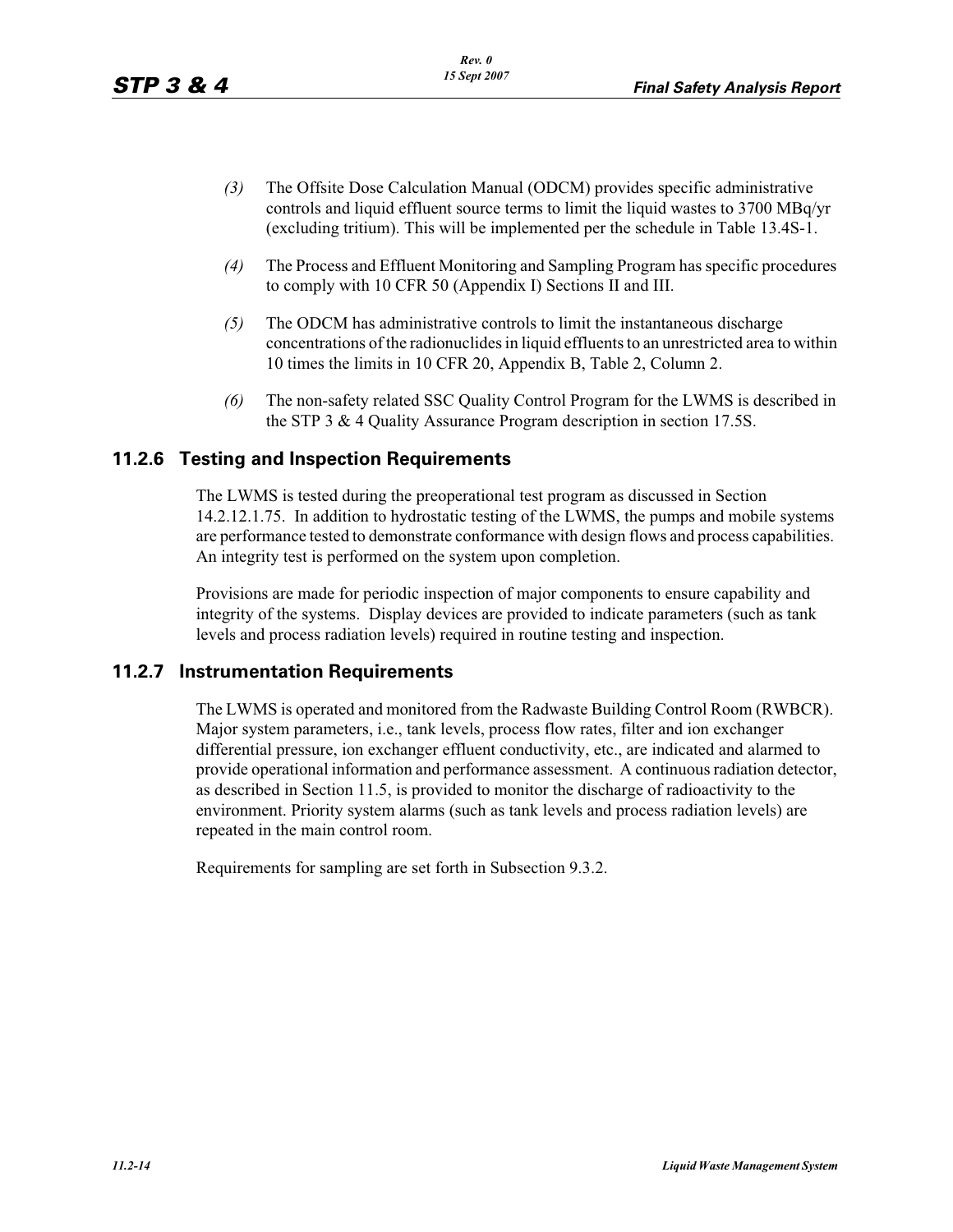*(3)* The Offsite Dose Calculation Manual (ODCM) provides specific administrative controls and liquid effluent source terms to limit the liquid wastes to 3700 MBq/yr (excluding tritium). This will be implemented per the schedule in Table 13.4S-1.

*(4)* The Process and Effluent Monitoring and Sampling Program has specific procedures to comply with 10 CFR 50 (Appendix I) Sections II and III.

*(5)* The ODCM has administrative controls to limit the instantaneous discharge concentrations of the radionuclides in liquid effluents to an unrestricted area to within 10 times the limits in 10 CFR 20, Appendix B, Table 2, Column 2.

*(6)* The non-safety related SSC Quality Control Program for the LWMS is described in the STP 3 & 4 Quality Assurance Program description in section 17.5S.

## 11.2.6 Testing and Inspection Requirements

The LWMS is tested during the preoperational test program as discussed in Section 14.2.12.1.75. In addition to hydrostatic testing of the LWMS, the pumps and mobile systems are performance tested to demonstrate conformance with design flows and process capabilities. An integrity test is performed on the system upon completion.

Provisions are made for periodic inspection of major components to ensure capability and integrity of the systems. Display devices are provided to indicate parameters (such as tank levels and process radiation levels) required in routine testing and inspection.

## 11.2.7 Instrumentation Requirements

The LWMS is operated and monitored from the Radwaste Building Control Room (RWBCR). Major system parameters, i.e., tank levels, process flow rates, filter and ion exchanger differential pressure, ion exchanger effluent conductivity, etc., are indicated and alarmed to provide operational information and performance assessment. A continuous radiation detector, as described in Section 11.5, is provided to monitor the discharge of radioactivity to the environment. Priority system alarms (such as tank levels and process radiation levels) are repeated in the main control room.

Requirements for sampling are set forth in Subsection 9.3.2.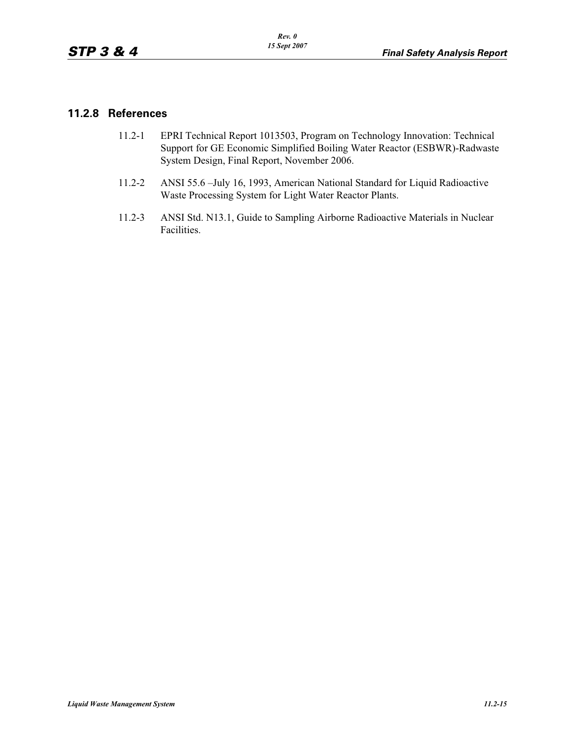### 11.2.8 References

11.2-1 EPRI Technical Report 1013503, Program on Technology Innovation: Technical Support for GE Economic Simplified Boiling Water Reactor (ESBWR)-Radwaste System Design, Final Report, November 2006.

11.2-2 ANSI 55.6 –July 16, 1993, American National Standard for Liquid Radioactive Waste Processing System for Light Water Reactor Plants.

11.2-3 ANSI Std. N13.1, Guide to Sampling Airborne Radioactive Materials in Nuclear Facilities.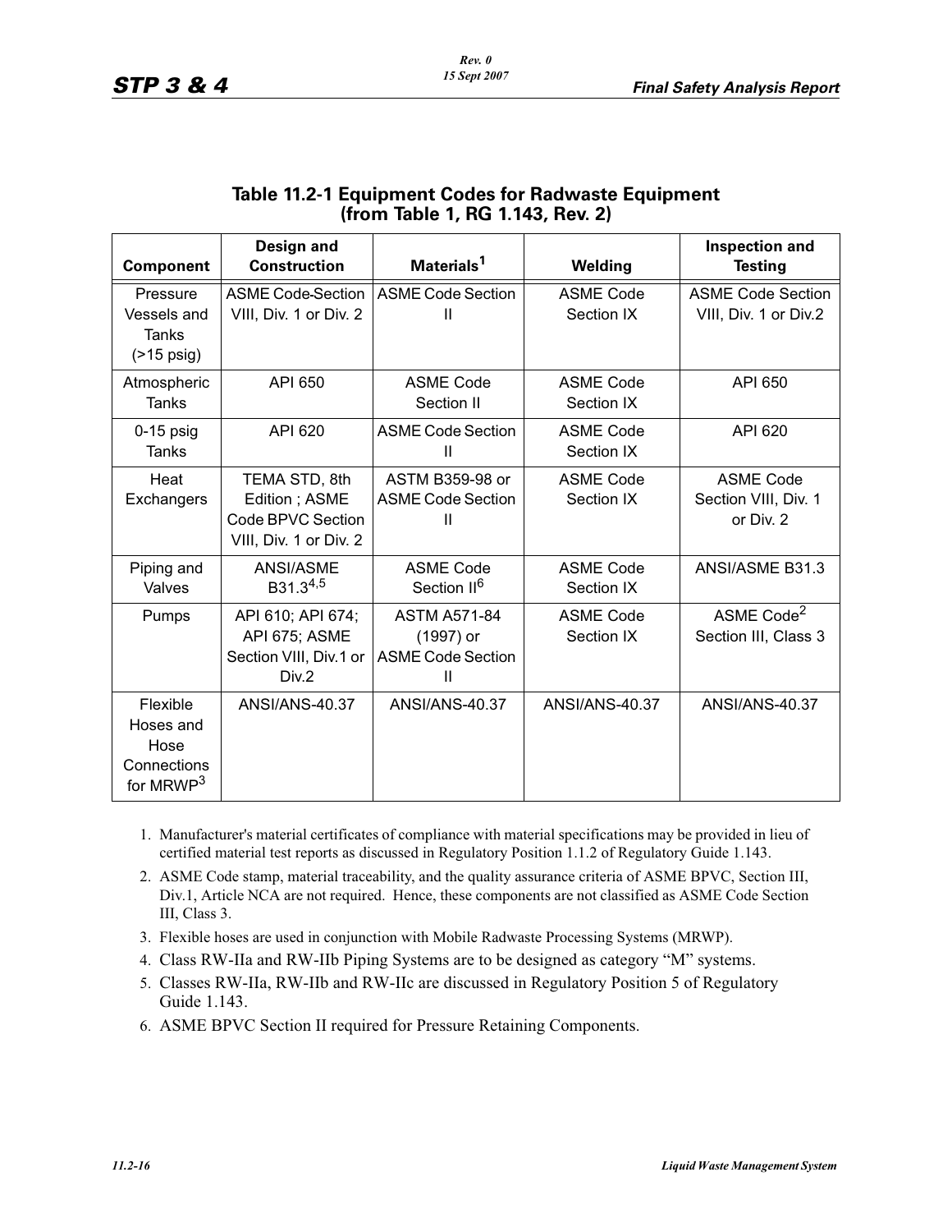## Table 11.2-1 Equipment Codes for Radwaste Equipment (from Table 1, RG 1.143, Rev. 2)

| Component | Design and Construction | Materials[1] | Welding | Inspection and Testing |
|---|---|---|---|---|
| Pressure Vessels and Tanks (>15 psig) | ASME Code-Section VIII, Div. 1 or Div. 2 | ASME Code Section II | ASME Code Section IX | ASME Code Section VIII, Div. 1 or Div.2 |
| Atmospheric Tanks | API 650 | ASME Code Section II | ASME Code Section IX | API 650 |
| 0-15 psig Tanks | API 620 | ASME Code Section II | ASME Code Section IX | API 620 |
| Heat Exchangers | TEMA STD, 8th Edition ; ASME Code BPVC Section VIII, Div. 1 or Div. 2 | ASTM B359-98 or ASME Code Section II | ASME Code Section IX | ASME Code Section VIII, Div. 1 or Div. 2 |
| Piping and Valves | ANSI/ASME B31.3[4,5] | ASME Code Section II[6] | ASME Code Section IX | ANSI/ASME B31.3 |
| Pumps | API 610; API 674; API 675; ASME Section VIII, Div.1 or Div.2 | ASTM A571-84 (1997) or ASME Code Section II | ASME Code Section IX | ASME Code[2] Section III, Class 3 |
| Flexible Hoses and Hose Connections for MRWP[3] | ANSI/ANS-40.37 | ANSI/ANS-40.37 | ANSI/ANS-40.37 | ANSI/ANS-40.37 |

1. Manufacturer's material certificates of compliance with material specifications may be provided in lieu of certified material test reports as discussed in Regulatory Position 1.1.2 of Regulatory Guide 1.143.
2. ASME Code stamp, material traceability, and the quality assurance criteria of ASME BPVC, Section III, Div.1, Article NCA are not required. Hence, these components are not classified as ASME Code Section III, Class 3.
3. Flexible hoses are used in conjunction with Mobile Radwaste Processing Systems (MRWP).
4. Class RW-IIa and RW-IIb Piping Systems are to be designed as category "M" systems.
5. Classes RW-IIa, RW-IIb and RW-IIc are discussed in Regulatory Position 5 of Regulatory Guide 1.143.
6. ASME BPVC Section II required for Pressure Retaining Components.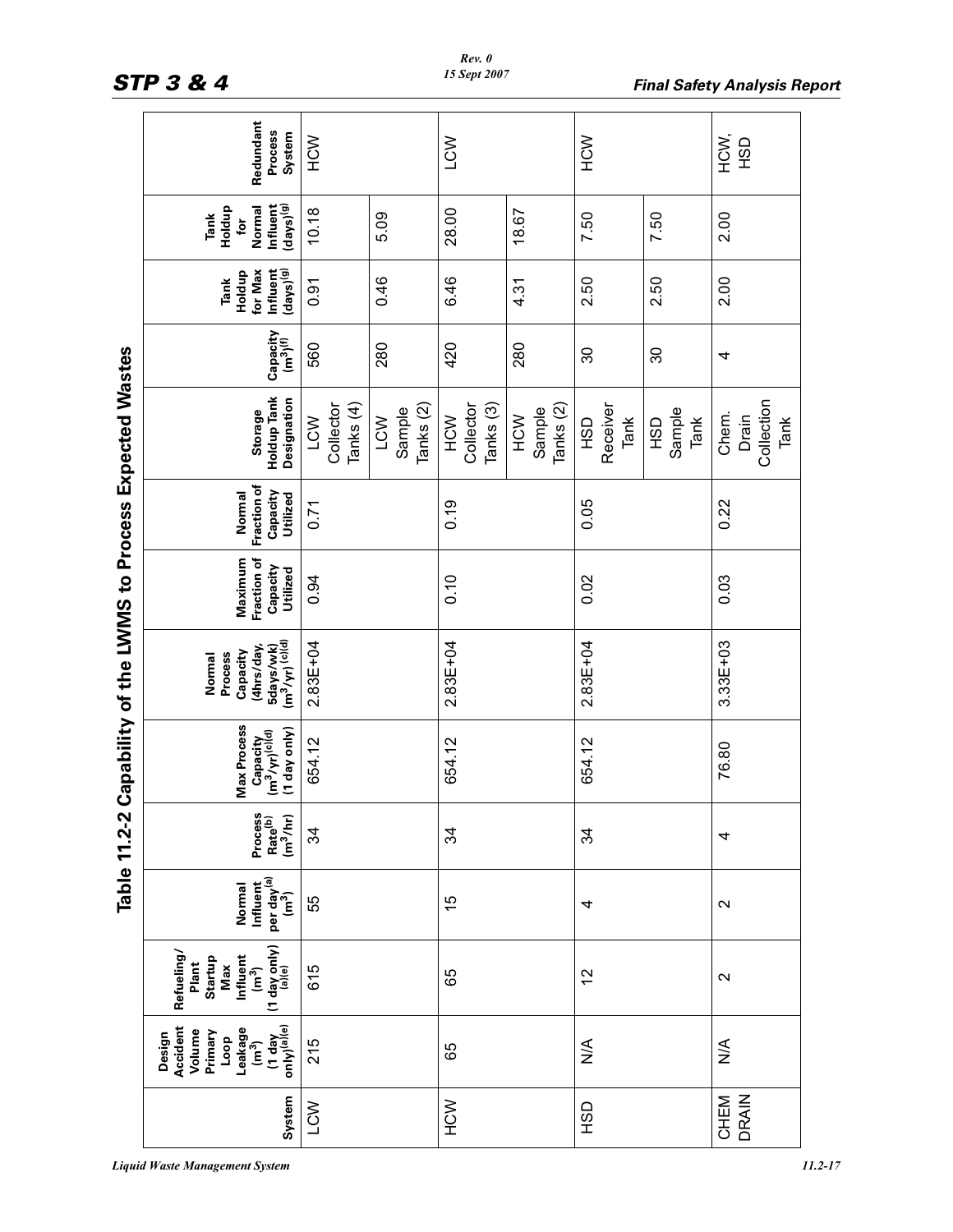# Table 11.2-2 Capability of the LWMS to Process Expected Wastes

| System | Design Accident Volume Primary Loop Leakage ($m^3$) (1 day only)[(a)(e)] | Refueling/ Plant Startup Max Influent ($m^3$) (1 day only)[(a)(e)] | Normal Influent per day[(a)] ($m^3$) | Process Rate[(b)] ($m^3$/hr) | Max Process Capacity ($m^3$/yr)[(c)(d)] (1 day only) | Normal Process Capacity (4hrs/day, 5days/wk) ($m^3$/yr)[(c)(d)] | Maximum Fraction of Capacity Utilized | Normal Fraction of Capacity Utilized | Storage Holdup Tank Designation | Capacity ($m^3$)[(f)] | Tank Holdup for Max Influent (days)[(g)] | Tank Holdup for Normal Influent (days)[(g)] | Redundant Process System |
|---|---|---|---|---|---|---|---|---|---|---|---|---|---|
| LCW | 215 | 615 | 55 | 34 | 654.12 | 2.83E+04 | 0.94 | 0.71 | LCW Collector Tanks (4) | 560 | 0.91 | 10.18 | HCW |
| | | | | | | | | | LCW Sample Tanks (2) | 280 | 0.46 | 5.09 | |
| HCW | 65 | 65 | 15 | 34 | 654.12 | 2.83E+04 | 0.10 | 0.19 | HCW Collector Tanks (3) | 420 | 6.46 | 28.00 | LCW |
| | | | | | | | | | HCW Sample Tanks (2) | 280 | 4.31 | 18.67 | |
| HSD | N/A | 12 | 4 | 34 | 654.12 | 2.83E+04 | 0.02 | 0.05 | HSD Receiver Tank | 30 | 2.50 | 7.50 | HCW |
| | | | | | | | | | HSD Sample Tank | 30 | 2.50 | 7.50 | |
| CHEM DRAIN | N/A | 2 | 2 | 4 | 76.80 | 3.33E+03 | 0.03 | 0.22 | Chem. Drain Collection Tank | 4 | 2.00 | 2.00 | HCW, HSD |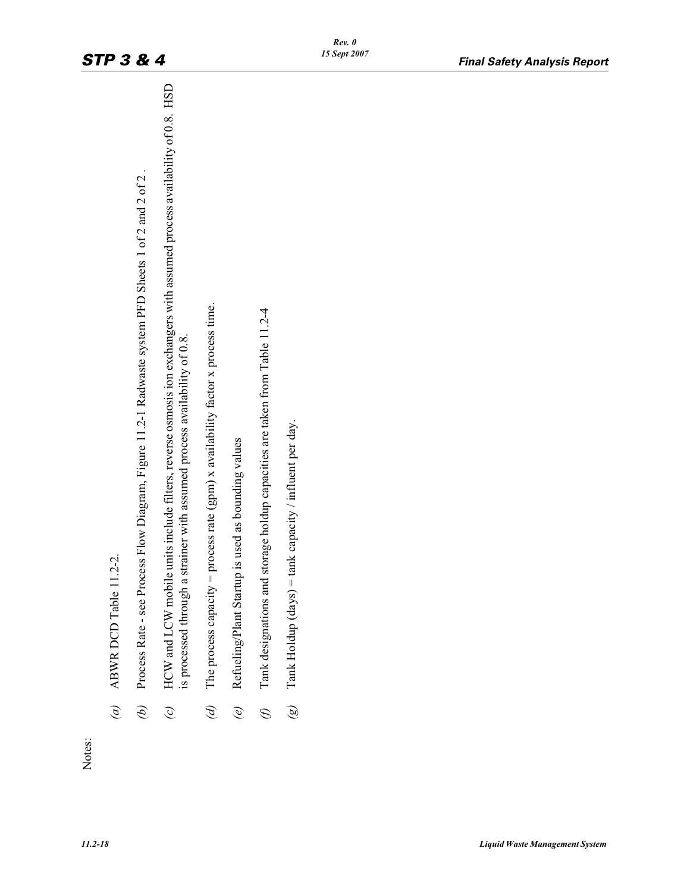Notes:

*(a)* ABWR DCD Table 11.2-2.

*(b)* Process Rate - see Process Flow Diagram, Figure 11.2-1 Radwaste system PFD Sheets 1 of 2 and 2 of 2 .

*(c)* HCW and LCW mobile units include filters, reverse osmosis ion exchangers with assumed process availability of 0.8. HSD is processed through a strainer with assumed process availability of 0.8.

*(d)* The process capacity = process rate (gpm) x availability factor x process time.

*(e)* Refueling/Plant Startup is used as bounding values

*(f)* Tank designations and storage holdup capacities are taken from Table 11.2-4

*(g)* Tank Holdup (days) = tank capacity / influent per day.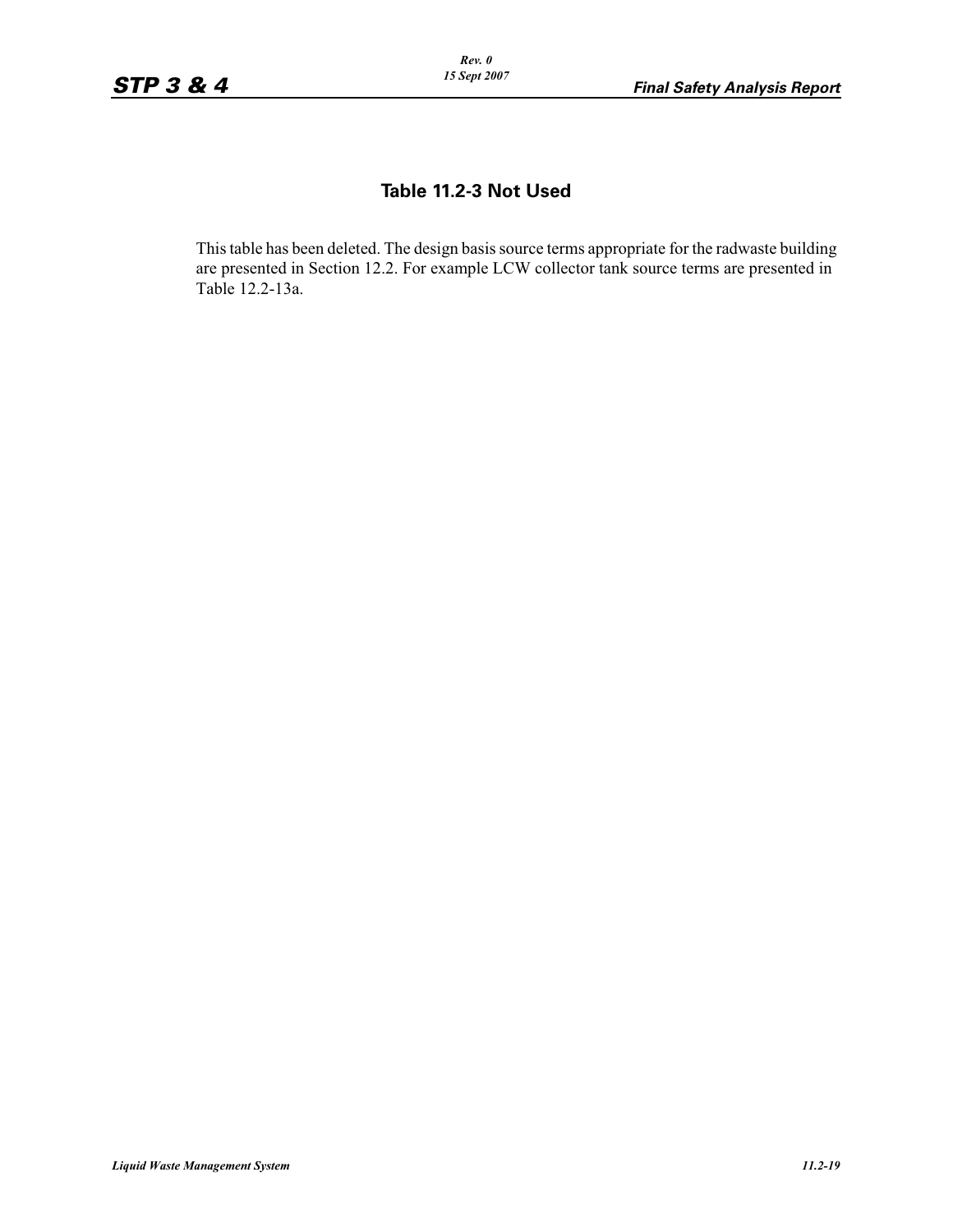## Table 11.2-3 Not Used

This table has been deleted. The design basis source terms appropriate for the radwaste building are presented in Section 12.2. For example LCW collector tank source terms are presented in Table 12.2-13a.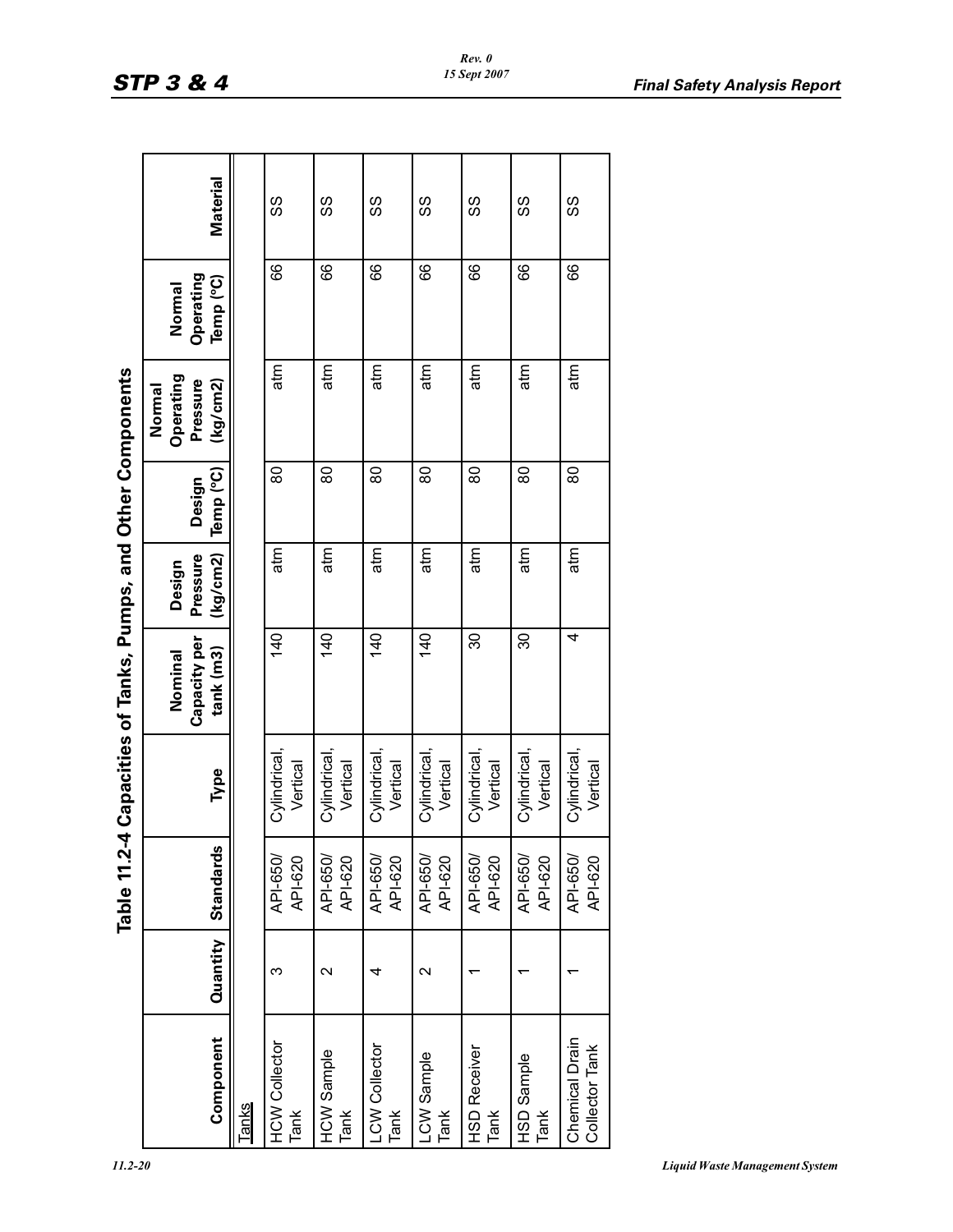## Table 11.2-4 Capacities of Tanks, Pumps, and Other Components

| Component | Quantity | Standards | Type | Nominal Capacity per tank (m3) | Design Pressure (kg/cm2) | Design Temp (°C) | Normal Operating Pressure (kg/cm2) | Normal Operating Temp (°C) | Material |
|---|---|---|---|---|---|---|---|---|---|
| Tanks | | | | | | | | | |
| HCW Collector Tank | 3 | API-650/ API-620 | Cylindrical, Vertical | 140 | atm | 80 | atm | 66 | SS |
| HCW Sample Tank | 2 | API-650/ API-620 | Cylindrical, Vertical | 140 | atm | 80 | atm | 66 | SS |
| LCW Collector Tank | 4 | API-650/ API-620 | Cylindrical, Vertical | 140 | atm | 80 | atm | 66 | SS |
| LCW Sample Tank | 2 | API-650/ API-620 | Cylindrical, Vertical | 140 | atm | 80 | atm | 66 | SS |
| HSD Receiver Tank | 1 | API-650/ API-620 | Cylindrical, Vertical | 30 | atm | 80 | atm | 66 | SS |
| HSD Sample Tank | 1 | API-650/ API-620 | Cylindrical, Vertical | 30 | atm | 80 | atm | 66 | SS |
| Chemical Drain Collector Tank | 1 | API-650/ API-620 | Cylindrical, Vertical | 4 | atm | 80 | atm | 66 | SS |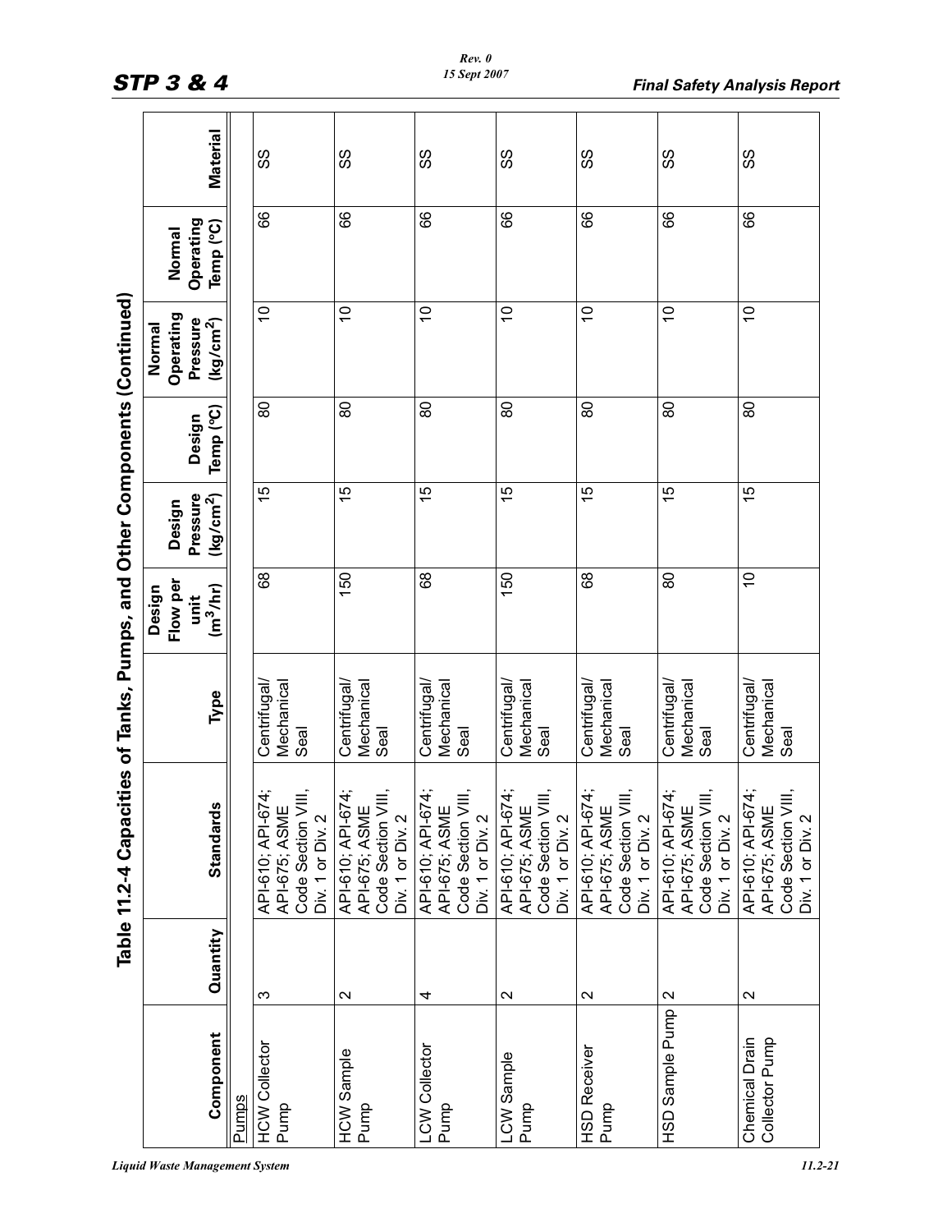## Table 11.2-4 Capacities of Tanks, Pumps, and Other Components (Continued)

| Component | Quantity | Standards | Type | Design Flow per unit ($m^3$/hr) | Design Pressure (kg/cm$^2$) | Design Temp (°C) | Normal Operating Pressure (kg/cm$^2$) | Normal Operating Temp (°C) | Material |
|---|---|---|---|---|---|---|---|---|---|
| Pumps | | | | | | | | | |
| HCW Collector Pump | 3 | API-610; API-674; API-675; ASME Code Section VIII, Div. 1 or Div. 2 | Centrifugal/ Mechanical Seal | 68 | 15 | 80 | 10 | 66 | SS |
| HCW Sample Pump | 2 | API-610; API-674; API-675; ASME Code Section VIII, Div. 1 or Div. 2 | Centrifugal/ Mechanical Seal | 150 | 15 | 80 | 10 | 66 | SS |
| LCW Collector Pump | 4 | API-610; API-674; API-675; ASME Code Section VIII, Div. 1 or Div. 2 | Centrifugal/ Mechanical Seal | 68 | 15 | 80 | 10 | 66 | SS |
| LCW Sample Pump | 2 | API-610; API-674; API-675; ASME Code Section VIII, Div. 1 or Div. 2 | Centrifugal/ Mechanical Seal | 150 | 15 | 80 | 10 | 66 | SS |
| HSD Receiver Pump | 2 | API-610; API-674; API-675; ASME Code Section VIII, Div. 1 or Div. 2 | Centrifugal/ Mechanical Seal | 68 | 15 | 80 | 10 | 66 | SS |
| HSD Sample Pump | 2 | API-610; API-674; API-675; ASME Code Section VIII, Div. 1 or Div. 2 | Centrifugal/ Mechanical Seal | 80 | 15 | 80 | 10 | 66 | SS |
| Chemical Drain Collector Pump | 2 | API-610; API-674; API-675; ASME Code Section VIII, Div. 1 or Div. 2 | Centrifugal/ Mechanical Seal | 10 | 15 | 80 | 10 | 66 | SS |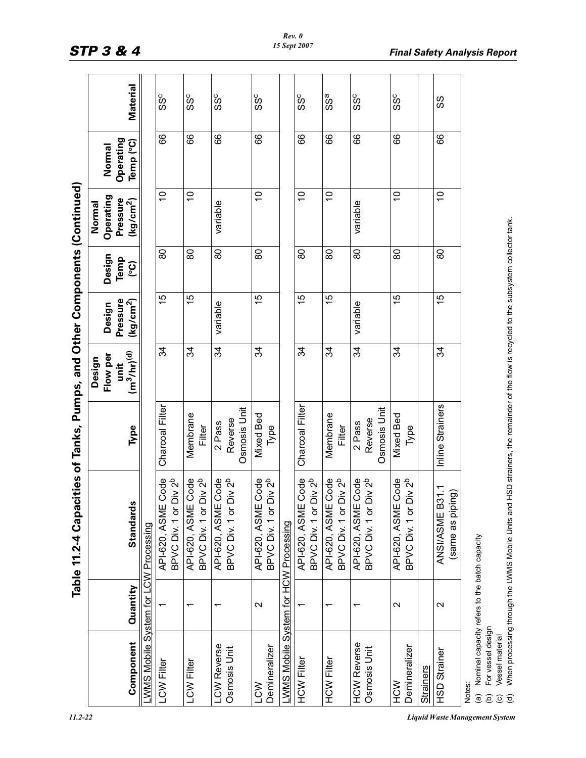## Table 11.2-4 Capacities of Tanks, Pumps, and Other Components (Continued)

| Component | Quantity | Standards | Type | Design Flow per unit ($m^3$/hr)[(d)] | Design Pressure ($kg/cm^2$) | Design Temp (°C) | Normal Operating Pressure ($kg/cm^2$) | Normal Operating Temp (°C) | Material |
|---|---|---|---|---|---|---|---|---|---|
| LWMS Mobile System for LCW Processing | | | | | | | | | |
| LCW Filter | 1 | API-620, ASME Code BPVC Div. 1 or Div 2[b] | Charcoal Filter | 34 | 15 | 80 | 10 | 66 | SS[c] |
| LCW Filter | 1 | API-620, ASME Code BPVC Div. 1 or Div 2[b] | Membrane Filter | 34 | 15 | 80 | 10 | 66 | SS[c] |
| LCW Reverse Osmosis Unit | 1 | API-620, ASME Code BPVC Div. 1 or Div 2[b] | 2 Pass Reverse Osmosis Unit | 34 | variable | 80 | variable | 66 | SS[c] |
| LCW Demineralizer | 2 | API-620, ASME Code BPVC Div. 1 or Div 2[b] | Mixed Bed Type | 34 | 15 | 80 | 10 | 66 | SS[c] |
| LWMS Mobile System for HCW Processing | | | | | | | | | |
| HCW Filter | 1 | API-620, ASME Code BPVC Div. 1 or Div 2[b] | Charcoal Filter | 34 | 15 | 80 | 10 | 66 | SS[c] |
| HCW Filter | 1 | API-620, ASME Code BPVC Div. 1 or Div 2[b] | Membrane Filter | 34 | 15 | 80 | 10 | 66 | SS[a] |
| HCW Reverse Osmosis Unit | 1 | API-620, ASME Code BPVC Div. 1 or Div 2[b] | 2 Pass Reverse Osmosis Unit | 34 | variable | 80 | variable | 66 | SS[c] |
| HCW Demineralizer | 2 | API-620, ASME Code BPVC Div. 1 or Div 2[b] | Mixed Bed Type | 34 | 15 | 80 | 10 | 66 | SS[c] |
| Strainers | | | | | | | | | |
| HSD Strainer | 2 | ANSI/ASME B31.1 (same as piping) | Inline Strainers | 34 | 15 | 80 | 10 | 66 | SS |

Notes:

(a) Nominal capacity refers to the batch capacity

(b) For vessel design

(c) Vessel material

(d) When processing through the LWMS Mobile Units and HSD strainers, the remainder of the flow is recycled to the subsystem collector tank.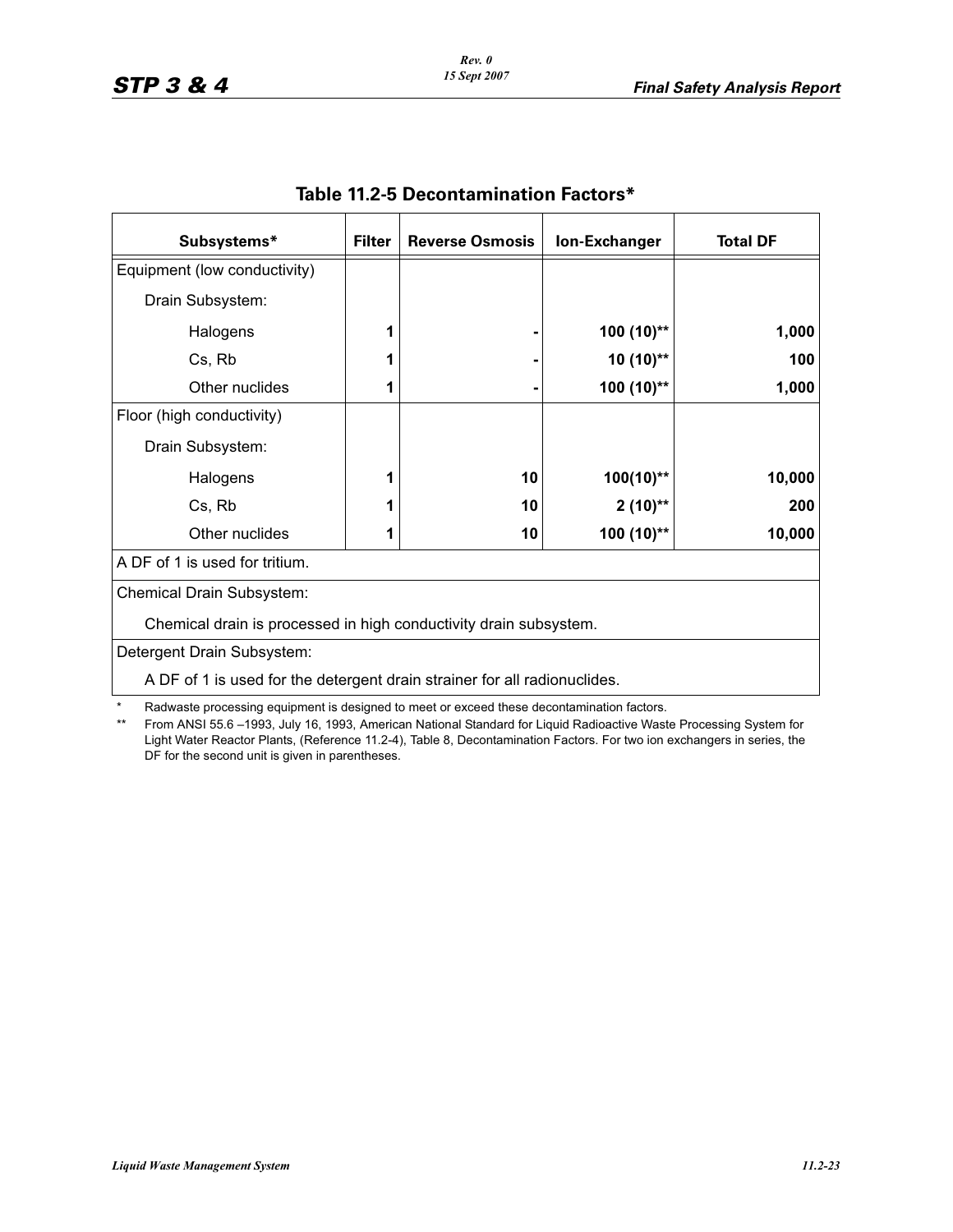## Table 11.2-5 Decontamination Factors*

| Subsystems* | Filter | Reverse Osmosis | Ion-Exchanger | Total DF |
|---|---|---|---|---|
| Equipment (low conductivity) | | | | |
| Drain Subsystem: | | | | |
| Halogens | **1** | **-** | **100 (10)**** | **1,000** |
| Cs, Rb | **1** | **-** | **10 (10)**** | **100** |
| Other nuclides | **1** | **-** | **100 (10)**** | **1,000** |
| Floor (high conductivity) | | | | |
| Drain Subsystem: | | | | |
| Halogens | **1** | **10** | **100(10)**** | **10,000** |
| Cs, Rb | **1** | **10** | **2 (10)**** | **200** |
| Other nuclides | **1** | **10** | **100 (10)**** | **10,000** |
| A DF of 1 is used for tritium. | | | | |
| Chemical Drain Subsystem: | | | | |
| Chemical drain is processed in high conductivity drain subsystem. | | | | |
| Detergent Drain Subsystem: | | | | |
| A DF of 1 is used for the detergent drain strainer for all radionuclides. | | | | |

\* Radwaste processing equipment is designed to meet or exceed these decontamination factors.

\*\* From ANSI 55.6 –1993, July 16, 1993, American National Standard for Liquid Radioactive Waste Processing System for Light Water Reactor Plants, (Reference 11.2-4), Table 8, Decontamination Factors. For two ion exchangers in series, the DF for the second unit is given in parentheses.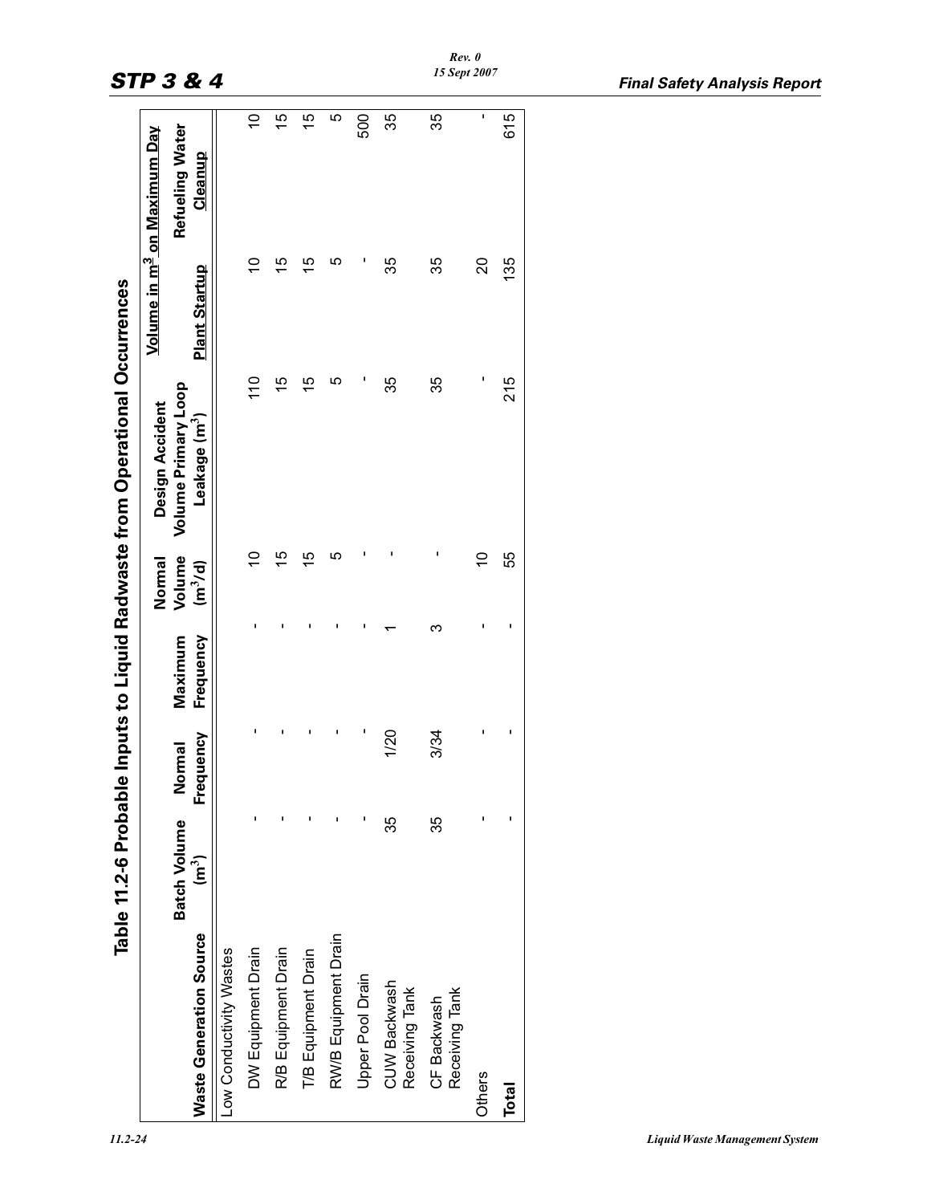## Table 11.2-6 Probable Inputs to Liquid Radwaste from Operational Occurrences

| Waste Generation Source | Batch Volume ($m^3$) | Normal Frequency | Maximum Frequency | Normal Volume ($m^3$/d) | Design Accident Volume Primary Loop Leakage ($m^3$) | Volume in $m^3$ on Maximum Day | |
|---|---|---|---|---|---|---|---|
| | | | | | | Plant Startup | Refueling Water Cleanup |
| Low Conductivity Wastes | | | | | | | |
| DW Equipment Drain | - | - | - | 10 | 110 | 10 | 10 |
| R/B Equipment Drain | - | - | - | 15 | 15 | 15 | 15 |
| T/B Equipment Drain | - | - | - | 15 | 15 | 15 | 15 |
| RW/B Equipment Drain | - | - | - | 5 | 5 | 5 | 5 |
| Upper Pool Drain | - | - | - | - | - | - | 500 |
| CUW Backwash Receiving Tank | 35 | 1/20 | 1 | - | 35 | 35 | 35 |
| CF Backwash Receiving Tank | 35 | 3/34 | 3 | - | 35 | 35 | 35 |
| Others | - | - | - | 10 | - | 20 | - |
| **Total** | - | - | - | 55 | 215 | 135 | 615 |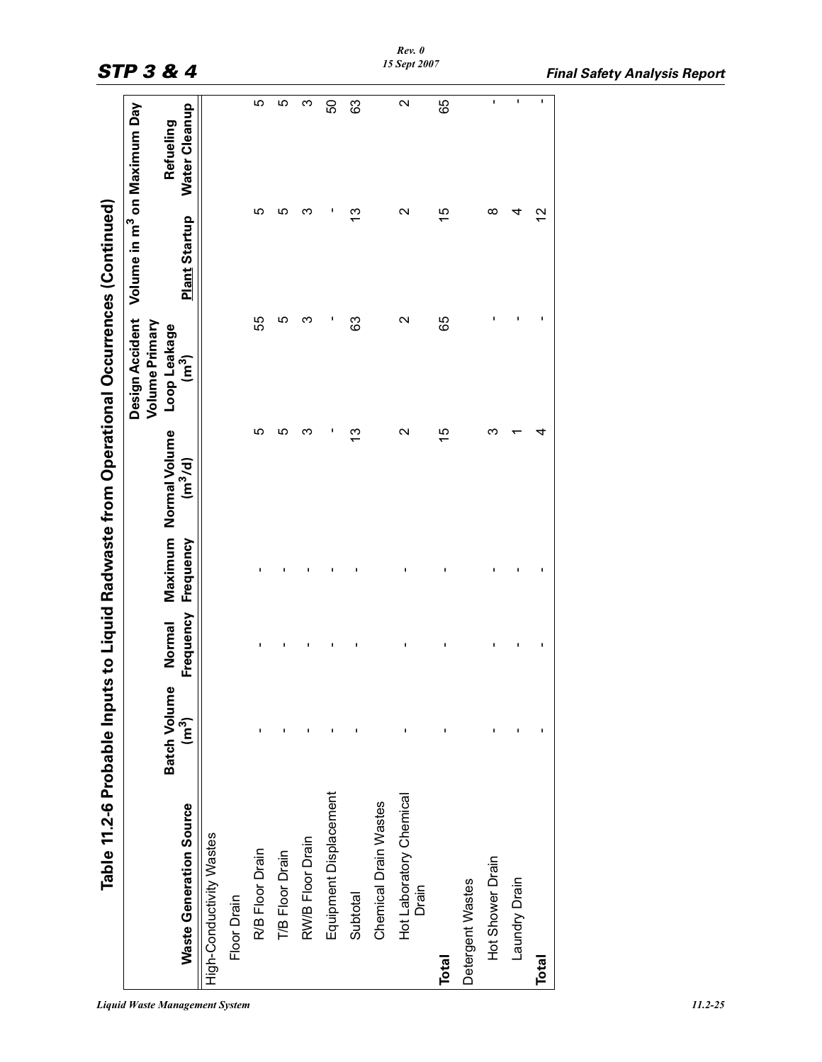## Table 11.2-6 Probable Inputs to Liquid Radwaste from Operational Occurrences (Continued)

| Waste Generation Source | Batch Volume ($m^3$) | Normal Frequency | Maximum Frequency | Normal Volume ($m^3$/d) | Design Accident Volume Primary Loop Leakage ($m^3$) | Volume in $m^3$ on Maximum Day | |
|---|---|---|---|---|---|---|---|
| | | | | | | Plant Startup | Refueling Water Cleanup |
| High-Conductivity Wastes | | | | | | | |
| Floor Drain | | | | | | | |
| R/B Floor Drain | - | - | - | 5 | 55 | 5 | 5 |
| T/B Floor Drain | - | - | - | 5 | 5 | 5 | 5 |
| RW/B Floor Drain | - | - | - | 3 | 3 | 3 | 3 |
| Equipment Displacement | - | - | - | - | - | - | 50 |
| Subtotal | - | - | - | 13 | 63 | 13 | 63 |
| Chemical Drain Wastes | | | | | | | |
| Hot Laboratory Chemical Drain | - | - | - | 2 | 2 | 2 | 2 |
| **Total** | - | - | - | 15 | 65 | 15 | 65 |
| Detergent Wastes | | | | | | | |
| Hot Shower Drain | - | - | - | 3 | - | 8 | - |
| Laundry Drain | - | - | - | 1 | - | 4 | - |
| **Total** | - | - | - | 4 | - | 12 | - |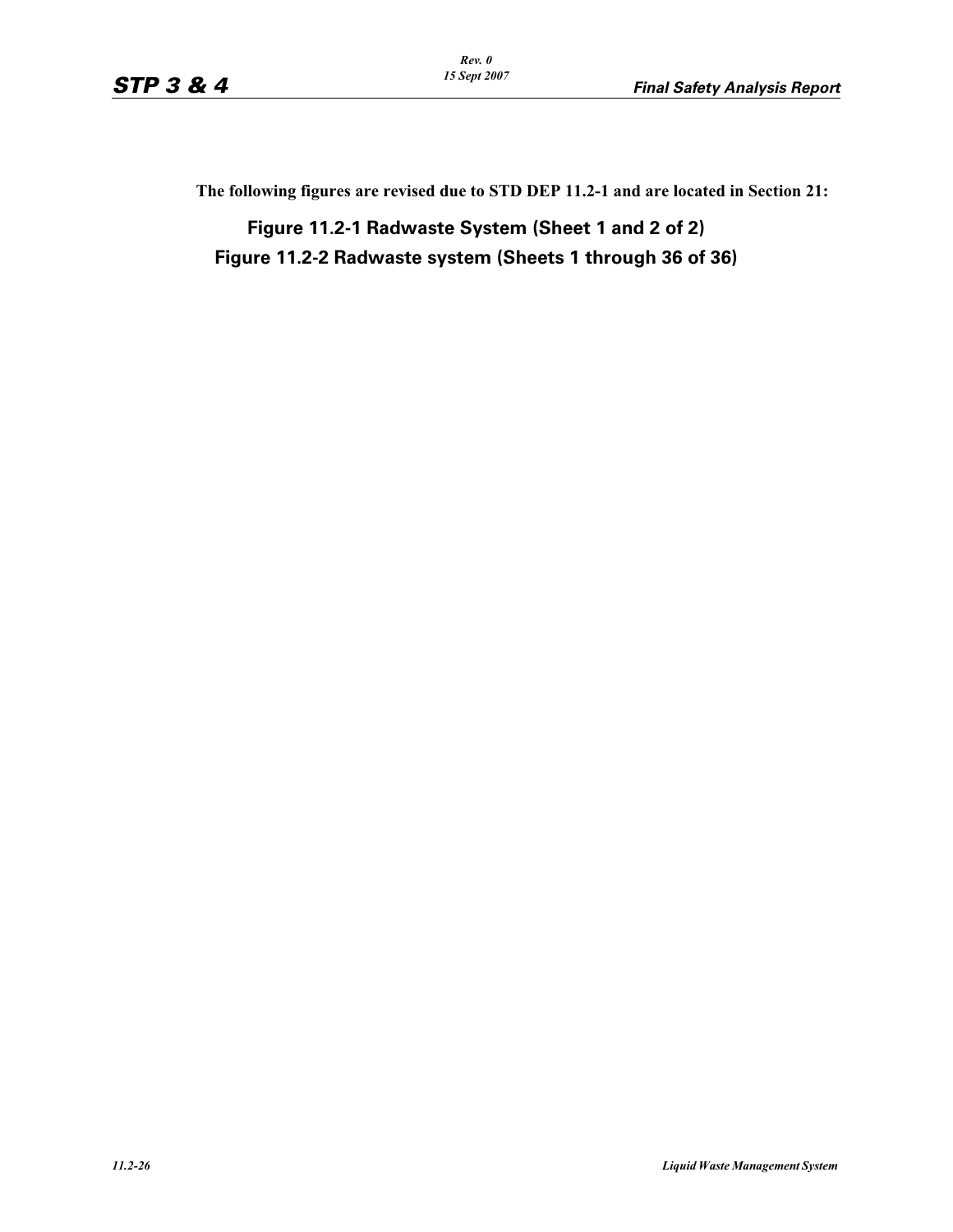**The following figures are revised due to STD DEP 11.2-1 and are located in Section 21:**

**Figure 11.2-1 Radwaste System (Sheet 1 and 2 of 2)**

**Figure 11.2-2 Radwaste system (Sheets 1 through 36 of 36)**